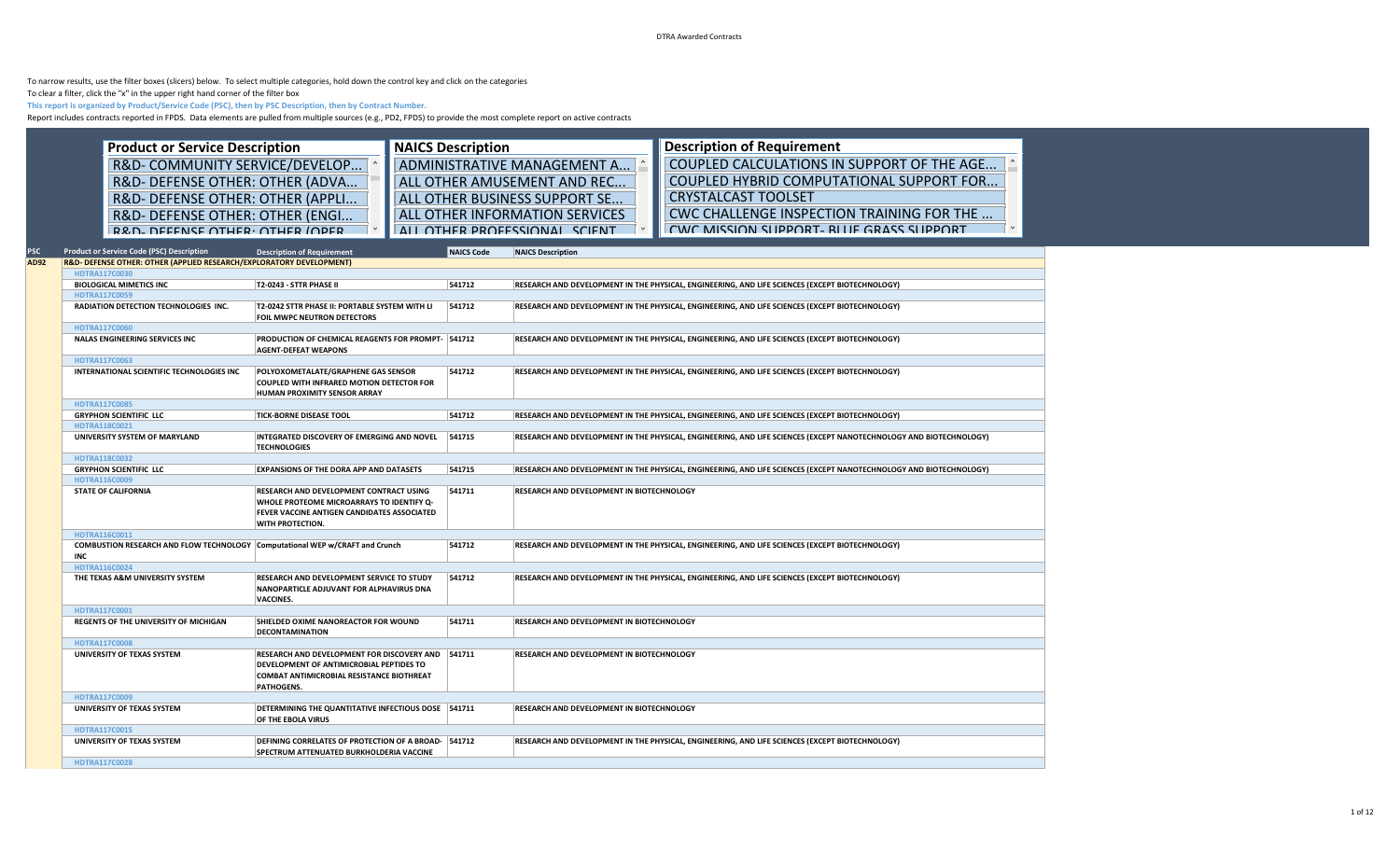# DTRA Awarded Contracts

To narrow results, use the filter boxes (slicers) below. To select multiple categories, hold down the control key and click on the categories

To clear a filter, click the "x" in the upper right hand corner of the filter box

**This report is organized by Product/Service Code (PSC), then by PSC Description, then by Contract Number.**

Report includes contracts reported in FPDS. Data elements are pulled from multiple sources (e.g., PD2, FPDS) to provide the most complete report on active contracts

| Product or Service Description | NAICS Description | Description of Requirement |
|---|---|---|
| R&D- COMMUNITY SERVICE/DEVELOP... | ADMINISTRATIVE MANAGEMENT A... | COUPLED CALCULATIONS IN SUPPORT OF THE AGE... |
| R&D- DEFENSE OTHER: OTHER (ADVA... | ALL OTHER AMUSEMENT AND REC... | COUPLED HYBRID COMPUTATIONAL SUPPORT FOR... |
| R&D- DEFENSE OTHER: OTHER (APPLI... | ALL OTHER BUSINESS SUPPORT SE... | CRYSTALCAST TOOLSET |
| R&D- DEFENSE OTHER: OTHER (ENGI... | ALL OTHER INFORMATION SERVICES | CWC CHALLENGE INSPECTION TRAINING FOR THE ... |
| R&D- DEFENSE OTHER: OTHER (OPER... | ALL OTHER PROFESSIONAL SCIENT... | CWC MISSION SUPPORT- BLUE GRASS SUPPORT |

| PSC | Product or Service Code (PSC) Description | Description of Requirement | NAICS Code | NAICS Description |
|---|---|---|---|---|
| AD92 | R&D- DEFENSE OTHER: OTHER (APPLIED RESEARCH/EXPLORATORY DEVELOPMENT) | | | |
| | HDTRA117C0030 | | | |
| | BIOLOGICAL MIMETICS INC | T2-0243 - STTR PHASE II | 541712 | RESEARCH AND DEVELOPMENT IN THE PHYSICAL, ENGINEERING, AND LIFE SCIENCES (EXCEPT BIOTECHNOLOGY) |
| | HDTRA117C0059 | | | |
| | RADIATION DETECTION TECHNOLOGIES INC. | T2-0242 STTR PHASE II: PORTABLE SYSTEM WITH LI FOIL MWPC NEUTRON DETECTORS | 541712 | RESEARCH AND DEVELOPMENT IN THE PHYSICAL, ENGINEERING, AND LIFE SCIENCES (EXCEPT BIOTECHNOLOGY) |
| | HDTRA117C0060 | | | |
| | NALAS ENGINEERING SERVICES INC | PRODUCTION OF CHEMICAL REAGENTS FOR PROMPT-AGENT-DEFEAT WEAPONS | 541712 | RESEARCH AND DEVELOPMENT IN THE PHYSICAL, ENGINEERING, AND LIFE SCIENCES (EXCEPT BIOTECHNOLOGY) |
| | HDTRA117C0063 | | | |
| | INTERNATIONAL SCIENTIFIC TECHNOLOGIES INC | POLYOXOMETALATE/GRAPHENE GAS SENSOR COUPLED WITH INFRARED MOTION DETECTOR FOR HUMAN PROXIMITY SENSOR ARRAY | 541712 | RESEARCH AND DEVELOPMENT IN THE PHYSICAL, ENGINEERING, AND LIFE SCIENCES (EXCEPT BIOTECHNOLOGY) |
| | HDTRA117C0085 | | | |
| | GRYPHON SCIENTIFIC LLC | TICK-BORNE DISEASE TOOL | 541712 | RESEARCH AND DEVELOPMENT IN THE PHYSICAL, ENGINEERING, AND LIFE SCIENCES (EXCEPT BIOTECHNOLOGY) |
| | HDTRA118C0021 | | | |
| | UNIVERSITY SYSTEM OF MARYLAND | INTEGRATED DISCOVERY OF EMERGING AND NOVEL TECHNOLOGIES | 541715 | RESEARCH AND DEVELOPMENT IN THE PHYSICAL, ENGINEERING, AND LIFE SCIENCES (EXCEPT NANOTECHNOLOGY AND BIOTECHNOLOGY) |
| | HDTRA118C0032 | | | |
| | GRYPHON SCIENTIFIC LLC | EXPANSIONS OF THE DORA APP AND DATASETS | 541715 | RESEARCH AND DEVELOPMENT IN THE PHYSICAL, ENGINEERING, AND LIFE SCIENCES (EXCEPT NANOTECHNOLOGY AND BIOTECHNOLOGY) |
| | HDTRA116C0009 | | | |
| | STATE OF CALIFORNIA | RESEARCH AND DEVELOPMENT CONTRACT USING WHOLE PROTEOME MICROARRAYS TO IDENTIFY Q-FEVER VACCINE ANTIGEN CANDIDATES ASSOCIATED WITH PROTECTION. | 541711 | RESEARCH AND DEVELOPMENT IN BIOTECHNOLOGY |
| | HDTRA116C0011 | | | |
| | COMBUSTION RESEARCH AND FLOW TECHNOLOGY INC | Computational WEP w/CRAFT and Crunch | 541712 | RESEARCH AND DEVELOPMENT IN THE PHYSICAL, ENGINEERING, AND LIFE SCIENCES (EXCEPT BIOTECHNOLOGY) |
| | HDTRA116C0024 | | | |
| | THE TEXAS A&M UNIVERSITY SYSTEM | RESEARCH AND DEVELOPMENT SERVICE TO STUDY NANOPARTICLE ADJUVANT FOR ALPHAVIRUS DNA VACCINES. | 541712 | RESEARCH AND DEVELOPMENT IN THE PHYSICAL, ENGINEERING, AND LIFE SCIENCES (EXCEPT BIOTECHNOLOGY) |
| | HDTRA117C0001 | | | |
| | REGENTS OF THE UNIVERSITY OF MICHIGAN | SHIELDED OXIME NANOREACTOR FOR WOUND DECONTAMINATION | 541711 | RESEARCH AND DEVELOPMENT IN BIOTECHNOLOGY |
| | HDTRA117C0008 | | | |
| | UNIVERSITY OF TEXAS SYSTEM | RESEARCH AND DEVELOPMENT FOR DISCOVERY AND DEVELOPMENT OF ANTIMICROBIAL PEPTIDES TO COMBAT ANTIMICROBIAL RESISTANCE BIOTHREAT PATHOGENS. | 541711 | RESEARCH AND DEVELOPMENT IN BIOTECHNOLOGY |
| | HDTRA117C0009 | | | |
| | UNIVERSITY OF TEXAS SYSTEM | DETERMINING THE QUANTITATIVE INFECTIOUS DOSE OF THE EBOLA VIRUS | 541711 | RESEARCH AND DEVELOPMENT IN BIOTECHNOLOGY |
| | HDTRA117C0015 | | | |
| | UNIVERSITY OF TEXAS SYSTEM | DEFINING CORRELATES OF PROTECTION OF A BROAD-SPECTRUM ATTENUATED BURKHOLDERIA VACCINE | 541712 | RESEARCH AND DEVELOPMENT IN THE PHYSICAL, ENGINEERING, AND LIFE SCIENCES (EXCEPT BIOTECHNOLOGY) |
| | HDTRA117C0028 | | | |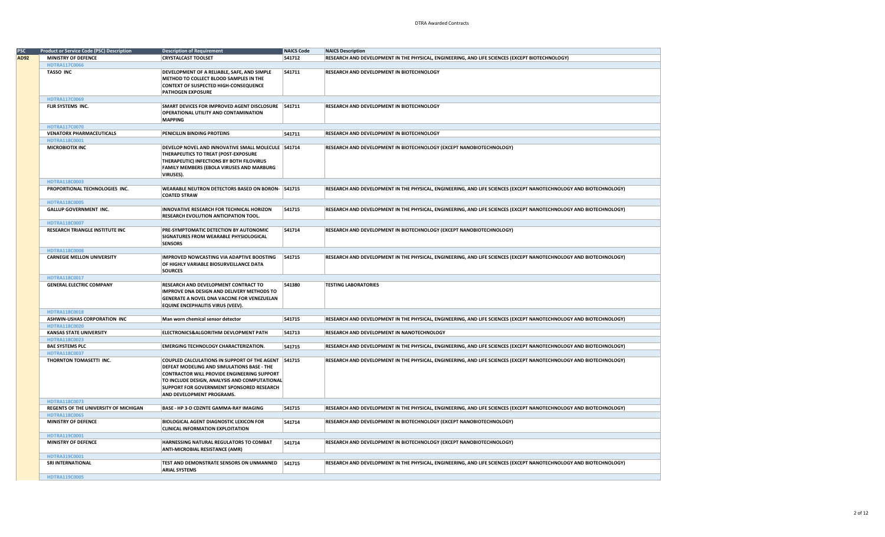| PSC | Product or Service Code (PSC) Description | Description of Requirement | NAICS Code | NAICS Description |
|---|---|---|---|---|
| AD92 | MINISTRY OF DEFENCE | CRYSTALCAST TOOLSET | 541712 | RESEARCH AND DEVELOPMENT IN THE PHYSICAL, ENGINEERING, AND LIFE SCIENCES (EXCEPT BIOTECHNOLOGY) |
| | HDTRA117C0066 | | | |
| | TASSO INC | DEVELOPMENT OF A RELIABLE, SAFE, AND SIMPLE METHOD TO COLLECT BLOOD SAMPLES IN THE CONTEXT OF SUSPECTED HIGH-CONSEQUENCE PATHOGEN EXPOSURE | 541711 | RESEARCH AND DEVELOPMENT IN BIOTECHNOLOGY |
| | HDTRA117C0069 | | | |
| | FLIR SYSTEMS INC. | SMART DEVICES FOR IMPROVED AGENT DISCLOSURE OPERATIONAL UTILITY AND CONTAMINATION MAPPING | 541711 | RESEARCH AND DEVELOPMENT IN BIOTECHNOLOGY |
| | HDTRA117C0070 | | | |
| | VENATORX PHARMACEUTICALS | PENICILLIN BINDING PROTEINS | 541711 | RESEARCH AND DEVELOPMENT IN BIOTECHNOLOGY |
| | HDTRA118C0001 | | | |
| | MICROBIOTIX INC | DEVELOP NOVEL AND INNOVATIVE SMALL MOLECULE THERAPEUTICS TO TREAT (POST-EXPOSURE THERAPEUTIC) INFECTIONS BY BOTH FILOVIRUS FAMILY MEMBERS (EBOLA VIRUSES AND MARBURG VIRUSES). | 541714 | RESEARCH AND DEVELOPMENT IN BIOTECHNOLOGY (EXCEPT NANOBIOTECHNOLOGY) |
| | HDTRA118C0003 | | | |
| | PROPORTIONAL TECHNOLOGIES INC. | WEARABLE NEUTRON DETECTORS BASED ON BORON-COATED STRAW | 541715 | RESEARCH AND DEVELOPMENT IN THE PHYSICAL, ENGINEERING, AND LIFE SCIENCES (EXCEPT NANOTECHNOLOGY AND BIOTECHNOLOGY) |
| | HDTRA118C0005 | | | |
| | GALLUP GOVERNMENT INC. | INNOVATIVE RESEARCH FOR TECHNICAL HORIZON RESEARCH EVOLUTION ANTICIPATION TOOL. | 541715 | RESEARCH AND DEVELOPMENT IN THE PHYSICAL, ENGINEERING, AND LIFE SCIENCES (EXCEPT NANOTECHNOLOGY AND BIOTECHNOLOGY) |
| | HDTRA118C0007 | | | |
| | RESEARCH TRIANGLE INSTITUTE INC | PRE-SYMPTOMATIC DETECTION BY AUTONOMIC SIGNATURES FROM WEARABLE PHYSIOLOGICAL SENSORS | 541714 | RESEARCH AND DEVELOPMENT IN BIOTECHNOLOGY (EXCEPT NANOBIOTECHNOLOGY) |
| | HDTRA118C0008 | | | |
| | CARNEGIE MELLON UNIVERSITY | IMPROVED NOWCASTING VIA ADAPTIVE BOOSTING OF HIGHLY VARIABLE BIOSURVEILLANCE DATA SOURCES | 541715 | RESEARCH AND DEVELOPMENT IN THE PHYSICAL, ENGINEERING, AND LIFE SCIENCES (EXCEPT NANOTECHNOLOGY AND BIOTECHNOLOGY) |
| | HDTRA118C0017 | | | |
| | GENERAL ELECTRIC COMPANY | RESEARCH AND DEVELOPMENT CONTRACT TO IMPROVE DNA DESIGN AND DELIVERY METHODS TO GENERATE A NOVEL DNA VACCINE FOR VENEZUELAN EQUINE ENCEPHALITIS VIRUS (VEEV). | 541380 | TESTING LABORATORIES |
| | HDTRA118C0018 | | | |
| | ASHWIN-USHAS CORPORATION INC | Man worn chemical sensor detector | 541715 | RESEARCH AND DEVELOPMENT IN THE PHYSICAL, ENGINEERING, AND LIFE SCIENCES (EXCEPT NANOTECHNOLOGY AND BIOTECHNOLOGY) |
| | HDTRA118C0020 | | | |
| | KANSAS STATE UNIVERSITY | ELECTRONICS&ALGORITHM DEVLOPMENT PATH | 541713 | RESEARCH AND DEVELOPMENT IN NANOTECHNOLOGY |
| | HDTRA118C0023 | | | |
| | BAE SYSTEMS PLC | EMERGING TECHNOLOGY CHARACTERIZATION. | 541715 | RESEARCH AND DEVELOPMENT IN THE PHYSICAL, ENGINEERING, AND LIFE SCIENCES (EXCEPT NANOTECHNOLOGY AND BIOTECHNOLOGY) |
| | HDTRA118C0037 | | | |
| | THORNTON TOMASETTI INC. | COUPLED CALCULATIONS IN SUPPORT OF THE AGENT DEFEAT MODELING AND SIMULATIONS BASE - THE CONTRACTOR WILL PROVIDE ENGINEERING SUPPORT TO INCLUDE DESIGN, ANALYSIS AND COMPUTATIONAL SUPPORT FOR GOVERNMENT SPONSORED RESEARCH AND DEVELOPMENT PROGRAMS. | 541715 | RESEARCH AND DEVELOPMENT IN THE PHYSICAL, ENGINEERING, AND LIFE SCIENCES (EXCEPT NANOTECHNOLOGY AND BIOTECHNOLOGY) |
| | HDTRA118C0073 | | | |
| | REGENTS OF THE UNIVERSITY OF MICHIGAN | BASE - HP 3-D CDZNTE GAMMA-RAY IMAGING | 541715 | RESEARCH AND DEVELOPMENT IN THE PHYSICAL, ENGINEERING, AND LIFE SCIENCES (EXCEPT NANOTECHNOLOGY AND BIOTECHNOLOGY) |
| | HDTRA118C0065 | | | |
| | MINISTRY OF DEFENCE | BIOLOGICAL AGENT DIAGNOSTIC LEXICON FOR CLINICAL INFORMATION EXPLOITATION | 541714 | RESEARCH AND DEVELOPMENT IN BIOTECHNOLOGY (EXCEPT NANOBIOTECHNOLOGY) |
| | HDTRA119C0001 | | | |
| | MINISTRY OF DEFENCE | HARNESSING NATURAL REGULATORS TO COMBAT ANTI-MICROBIAL RESISTANCE (AMR) | 541714 | RESEARCH AND DEVELOPMENT IN BIOTECHNOLOGY (EXCEPT NANOBIOTECHNOLOGY) |
| | HDTRA319C0001 | | | |
| | SRI INTERNATIONAL | TEST AND DEMONSTRATE SENSORS ON UNMANNED ARIAL SYSTEMS | 541715 | RESEARCH AND DEVELOPMENT IN THE PHYSICAL, ENGINEERING, AND LIFE SCIENCES (EXCEPT NANOTECHNOLOGY AND BIOTECHNOLOGY) |
| | HDTRA119C0005 | | | |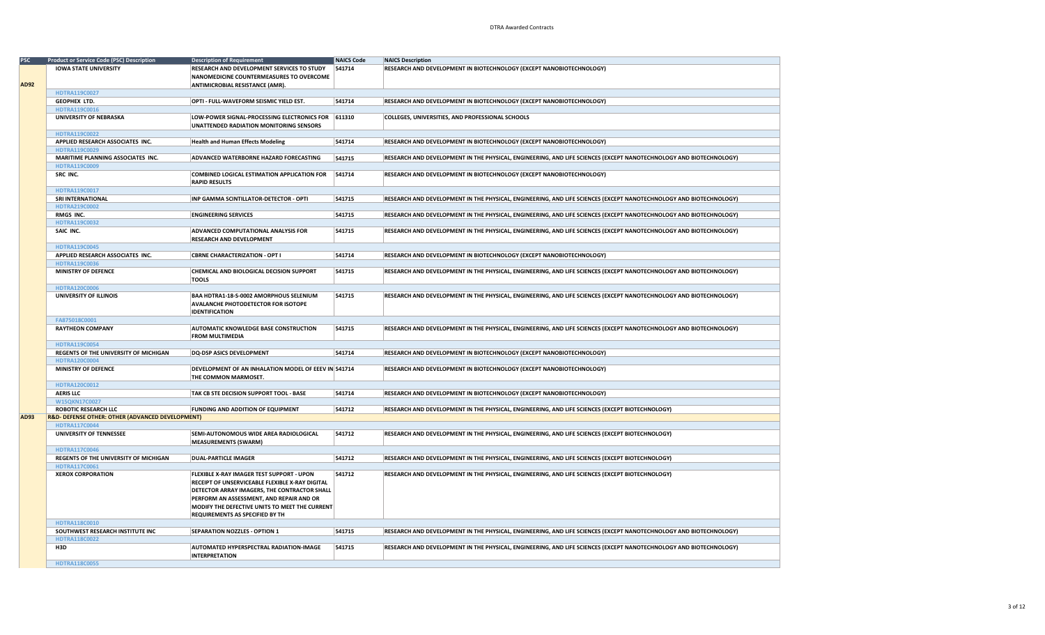| PSC | Product or Service Code (PSC) Description | Description of Requirement | NAICS Code | NAICS Description |
|---|---|---|---|---|
| AD92 | IOWA STATE UNIVERSITY | RESEARCH AND DEVELOPMENT SERVICES TO STUDY NANOMEDICINE COUNTERMEASURES TO OVERCOME ANTIMICROBIAL RESISTANCE (AMR). | 541714 | RESEARCH AND DEVELOPMENT IN BIOTECHNOLOGY (EXCEPT NANOBIOTECHNOLOGY) |
| | HDTRA119C0027 | | | |
| | GEOPHEX LTD. | OPTI - FULL-WAVEFORM SEISMIC YIELD EST. | 541714 | RESEARCH AND DEVELOPMENT IN BIOTECHNOLOGY (EXCEPT NANOBIOTECHNOLOGY) |
| | HDTRA119C0016 | | | |
| | UNIVERSITY OF NEBRASKA | LOW-POWER SIGNAL-PROCESSING ELECTRONICS FOR UNATTENDED RADIATION MONITORING SENSORS | 611310 | COLLEGES, UNIVERSITIES, AND PROFESSIONAL SCHOOLS |
| | HDTRA119C0022 | | | |
| | APPLIED RESEARCH ASSOCIATES INC. | Health and Human Effects Modeling | 541714 | RESEARCH AND DEVELOPMENT IN BIOTECHNOLOGY (EXCEPT NANOBIOTECHNOLOGY) |
| | HDTRA119C0029 | | | |
| | MARITIME PLANNING ASSOCIATES INC. | ADVANCED WATERBORNE HAZARD FORECASTING | 541715 | RESEARCH AND DEVELOPMENT IN THE PHYSICAL, ENGINEERING, AND LIFE SCIENCES (EXCEPT NANOTECHNOLOGY AND BIOTECHNOLOGY) |
| | HDTRA119C0009 | | | |
| | SRC INC. | COMBINED LOGICAL ESTIMATION APPLICATION FOR RAPID RESULTS | 541714 | RESEARCH AND DEVELOPMENT IN BIOTECHNOLOGY (EXCEPT NANOBIOTECHNOLOGY) |
| | HDTRA119C0017 | | | |
| | SRI INTERNATIONAL | INP GAMMA SCINTILLATOR-DETECTOR - OPTI | 541715 | RESEARCH AND DEVELOPMENT IN THE PHYSICAL, ENGINEERING, AND LIFE SCIENCES (EXCEPT NANOTECHNOLOGY AND BIOTECHNOLOGY) |
| | HDTRA219C0002 | | | |
| | RMGS INC. | ENGINEERING SERVICES | 541715 | RESEARCH AND DEVELOPMENT IN THE PHYSICAL, ENGINEERING, AND LIFE SCIENCES (EXCEPT NANOTECHNOLOGY AND BIOTECHNOLOGY) |
| | HDTRA119C0032 | | | |
| | SAIC INC. | ADVANCED COMPUTATIONAL ANALYSIS FOR RESEARCH AND DEVELOPMENT | 541715 | RESEARCH AND DEVELOPMENT IN THE PHYSICAL, ENGINEERING, AND LIFE SCIENCES (EXCEPT NANOTECHNOLOGY AND BIOTECHNOLOGY) |
| | HDTRA119C0045 | | | |
| | APPLIED RESEARCH ASSOCIATES INC. | CBRNE CHARACTERIZATION - OPT I | 541714 | RESEARCH AND DEVELOPMENT IN BIOTECHNOLOGY (EXCEPT NANOBIOTECHNOLOGY) |
| | HDTRA119C0036 | | | |
| | MINISTRY OF DEFENCE | CHEMICAL AND BIOLOGICAL DECISION SUPPORT TOOLS | 541715 | RESEARCH AND DEVELOPMENT IN THE PHYSICAL, ENGINEERING, AND LIFE SCIENCES (EXCEPT NANOTECHNOLOGY AND BIOTECHNOLOGY) |
| | HDTRA120C0006 | | | |
| | UNIVERSITY OF ILLINOIS | BAA HDTRA1-18-S-0002 AMORPHOUS SELENIUM AVALANCHE PHOTODETECTOR FOR ISOTOPE IDENTIFICATION | 541715 | RESEARCH AND DEVELOPMENT IN THE PHYSICAL, ENGINEERING, AND LIFE SCIENCES (EXCEPT NANOTECHNOLOGY AND BIOTECHNOLOGY) |
| | FA875018C0001 | | | |
| | RAYTHEON COMPANY | AUTOMATIC KNOWLEDGE BASE CONSTRUCTION FROM MULTIMEDIA | 541715 | RESEARCH AND DEVELOPMENT IN THE PHYSICAL, ENGINEERING, AND LIFE SCIENCES (EXCEPT NANOTECHNOLOGY AND BIOTECHNOLOGY) |
| | HDTRA119C0054 | | | |
| | REGENTS OF THE UNIVERSITY OF MICHIGAN | DQ-DSP ASICS DEVELOPMENT | 541714 | RESEARCH AND DEVELOPMENT IN BIOTECHNOLOGY (EXCEPT NANOBIOTECHNOLOGY) |
| | HDTRA120C0004 | | | |
| | MINISTRY OF DEFENCE | DEVELOPMENT OF AN INHALATION MODEL OF EEEV IN THE COMMON MARMOSET. | 541714 | RESEARCH AND DEVELOPMENT IN BIOTECHNOLOGY (EXCEPT NANOBIOTECHNOLOGY) |
| | HDTRA120C0012 | | | |
| | AERIS LLC | TAK CB STE DECISION SUPPORT TOOL - BASE | 541714 | RESEARCH AND DEVELOPMENT IN BIOTECHNOLOGY (EXCEPT NANOBIOTECHNOLOGY) |
| | W15QKN17C0027 | | | |
| | ROBOTIC RESEARCH LLC | FUNDING AND ADDITION OF EQUIPMENT | 541712 | RESEARCH AND DEVELOPMENT IN THE PHYSICAL, ENGINEERING, AND LIFE SCIENCES (EXCEPT BIOTECHNOLOGY) |
| AD93 | R&D- DEFENSE OTHER: OTHER (ADVANCED DEVELOPMENT) | | | |
| | HDTRA117C0044 | | | |
| | UNIVERSITY OF TENNESSEE | SEMI-AUTONOMOUS WIDE AREA RADIOLOGICAL MEASUREMENTS (SWARM) | 541712 | RESEARCH AND DEVELOPMENT IN THE PHYSICAL, ENGINEERING, AND LIFE SCIENCES (EXCEPT BIOTECHNOLOGY) |
| | HDTRA117C0046 | | | |
| | REGENTS OF THE UNIVERSITY OF MICHIGAN | DUAL-PARTICLE IMAGER | 541712 | RESEARCH AND DEVELOPMENT IN THE PHYSICAL, ENGINEERING, AND LIFE SCIENCES (EXCEPT BIOTECHNOLOGY) |
| | HDTRA117C0061 | | | |
| | XEROX CORPORATION | FLEXIBLE X-RAY IMAGER TEST SUPPORT - UPON RECEIPT OF UNSERVICEABLE FLEXIBLE X-RAY DIGITAL DETECTOR ARRAY IMAGERS, THE CONTRACTOR SHALL PERFORM AN ASSESSMENT, AND REPAIR AND OR MODIFY THE DEFECTIVE UNITS TO MEET THE CURRENT REQUIREMENTS AS SPECIFIED BY TH | 541712 | RESEARCH AND DEVELOPMENT IN THE PHYSICAL, ENGINEERING, AND LIFE SCIENCES (EXCEPT BIOTECHNOLOGY) |
| | HDTRA118C0010 | | | |
| | SOUTHWEST RESEARCH INSTITUTE INC | SEPARATION NOZZLES - OPTION 1 | 541715 | RESEARCH AND DEVELOPMENT IN THE PHYSICAL, ENGINEERING, AND LIFE SCIENCES (EXCEPT NANOTECHNOLOGY AND BIOTECHNOLOGY) |
| | HDTRA118C0022 | | | |
| | H3D | AUTOMATED HYPERSPECTRAL RADIATION-IMAGE INTERPRETATION | 541715 | RESEARCH AND DEVELOPMENT IN THE PHYSICAL, ENGINEERING, AND LIFE SCIENCES (EXCEPT NANOTECHNOLOGY AND BIOTECHNOLOGY) |
| | HDTRA118C0055 | | | |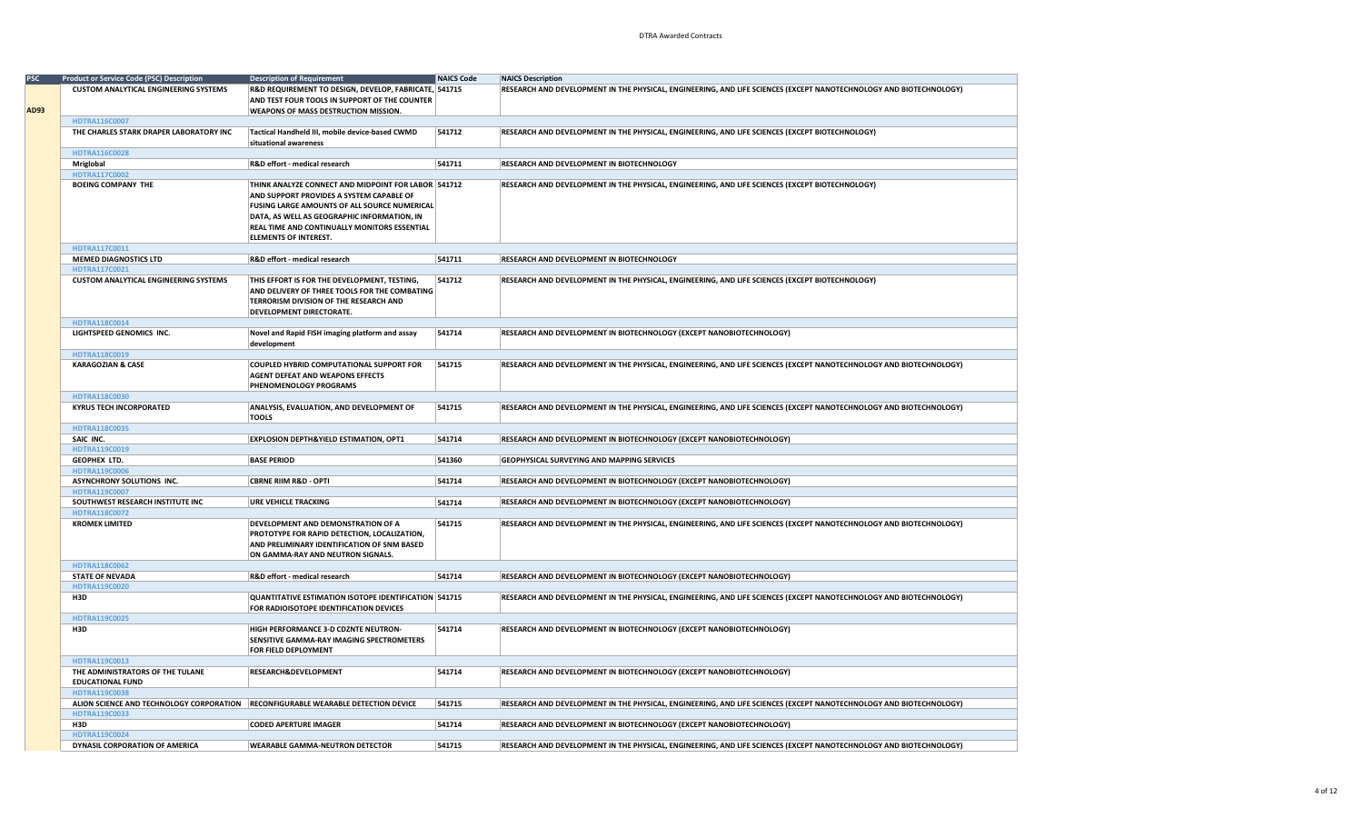| PSC | Product or Service Code (PSC) Description | Description of Requirement | NAICS Code | NAICS Description |
|---|---|---|---|---|
| AD93 | CUSTOM ANALYTICAL ENGINEERING SYSTEMS | R&D REQUIREMENT TO DESIGN, DEVELOP, FABRICATE, AND TEST FOUR TOOLS IN SUPPORT OF THE COUNTER WEAPONS OF MASS DESTRUCTION MISSION. | 541715 | RESEARCH AND DEVELOPMENT IN THE PHYSICAL, ENGINEERING, AND LIFE SCIENCES (EXCEPT NANOTECHNOLOGY AND BIOTECHNOLOGY) |
| | HDTRA116C0007 | | | |
| | THE CHARLES STARK DRAPER LABORATORY INC | Tactical Handheld III, mobile device-based CWMD situational awareness | 541712 | RESEARCH AND DEVELOPMENT IN THE PHYSICAL, ENGINEERING, AND LIFE SCIENCES (EXCEPT BIOTECHNOLOGY) |
| | HDTRA116C0028 | | | |
| | Mriglobal | R&D effort - medical research | 541711 | RESEARCH AND DEVELOPMENT IN BIOTECHNOLOGY |
| | HDTRA117C0002 | | | |
| | BOEING COMPANY THE | THINK ANALYZE CONNECT AND MIDPOINT FOR LABOR AND SUPPORT PROVIDES A SYSTEM CAPABLE OF FUSING LARGE AMOUNTS OF ALL SOURCE NUMERICAL DATA, AS WELL AS GEOGRAPHIC INFORMATION, IN REAL TIME AND CONTINUALLY MONITORS ESSENTIAL ELEMENTS OF INTEREST. | 541712 | RESEARCH AND DEVELOPMENT IN THE PHYSICAL, ENGINEERING, AND LIFE SCIENCES (EXCEPT BIOTECHNOLOGY) |
| | HDTRA117C0011 | | | |
| | MEMED DIAGNOSTICS LTD | R&D effort - medical research | 541711 | RESEARCH AND DEVELOPMENT IN BIOTECHNOLOGY |
| | HDTRA117C0021 | | | |
| | CUSTOM ANALYTICAL ENGINEERING SYSTEMS | THIS EFFORT IS FOR THE DEVELOPMENT, TESTING, AND DELIVERY OF THREE TOOLS FOR THE COMBATING TERRORISM DIVISION OF THE RESEARCH AND DEVELOPMENT DIRECTORATE. | 541712 | RESEARCH AND DEVELOPMENT IN THE PHYSICAL, ENGINEERING, AND LIFE SCIENCES (EXCEPT BIOTECHNOLOGY) |
| | HDTRA118C0014 | | | |
| | LIGHTSPEED GENOMICS INC. | Novel and Rapid FISH imaging platform and assay development | 541714 | RESEARCH AND DEVELOPMENT IN BIOTECHNOLOGY (EXCEPT NANOBIOTECHNOLOGY) |
| | HDTRA118C0019 | | | |
| | KARAGOZIAN & CASE | COUPLED HYBRID COMPUTATIONAL SUPPORT FOR AGENT DEFEAT AND WEAPONS EFFECTS PHENOMENOLOGY PROGRAMS | 541715 | RESEARCH AND DEVELOPMENT IN THE PHYSICAL, ENGINEERING, AND LIFE SCIENCES (EXCEPT NANOTECHNOLOGY AND BIOTECHNOLOGY) |
| | HDTRA118C0030 | | | |
| | KYRUS TECH INCORPORATED | ANALYSIS, EVALUATION, AND DEVELOPMENT OF TOOLS | 541715 | RESEARCH AND DEVELOPMENT IN THE PHYSICAL, ENGINEERING, AND LIFE SCIENCES (EXCEPT NANOTECHNOLOGY AND BIOTECHNOLOGY) |
| | HDTRA118C0035 | | | |
| | SAIC INC. | EXPLOSION DEPTH&YIELD ESTIMATION, OPT1 | 541714 | RESEARCH AND DEVELOPMENT IN BIOTECHNOLOGY (EXCEPT NANOBIOTECHNOLOGY) |
| | HDTRA119C0019 | | | |
| | GEOPHEX LTD. | BASE PERIOD | 541360 | GEOPHYSICAL SURVEYING AND MAPPING SERVICES |
| | HDTRA119C0006 | | | |
| | ASYNCHRONY SOLUTIONS INC. | CBRNE RIIM R&D - OPTI | 541714 | RESEARCH AND DEVELOPMENT IN BIOTECHNOLOGY (EXCEPT NANOBIOTECHNOLOGY) |
| | HDTRA119C0007 | | | |
| | SOUTHWEST RESEARCH INSTITUTE INC | URE VEHICLE TRACKING | 541714 | RESEARCH AND DEVELOPMENT IN BIOTECHNOLOGY (EXCEPT NANOBIOTECHNOLOGY) |
| | HDTRA118C0072 | | | |
| | KROMEK LIMITED | DEVELOPMENT AND DEMONSTRATION OF A PROTOTYPE FOR RAPID DETECTION, LOCALIZATION, AND PRELIMINARY IDENTIFICATION OF SNM BASED ON GAMMA-RAY AND NEUTRON SIGNALS. | 541715 | RESEARCH AND DEVELOPMENT IN THE PHYSICAL, ENGINEERING, AND LIFE SCIENCES (EXCEPT NANOTECHNOLOGY AND BIOTECHNOLOGY) |
| | HDTRA118C0062 | | | |
| | STATE OF NEVADA | R&D effort - medical research | 541714 | RESEARCH AND DEVELOPMENT IN BIOTECHNOLOGY (EXCEPT NANOBIOTECHNOLOGY) |
| | HDTRA119C0020 | | | |
| | H3D | QUANTITATIVE ESTIMATION ISOTOPE IDENTIFICATION FOR RADIOISOTOPE IDENTIFICATION DEVICES | 541715 | RESEARCH AND DEVELOPMENT IN THE PHYSICAL, ENGINEERING, AND LIFE SCIENCES (EXCEPT NANOTECHNOLOGY AND BIOTECHNOLOGY) |
| | HDTRA119C0025 | | | |
| | H3D | HIGH PERFORMANCE 3-D CDZNTE NEUTRON-SENSITIVE GAMMA-RAY IMAGING SPECTROMETERS FOR FIELD DEPLOYMENT | 541714 | RESEARCH AND DEVELOPMENT IN BIOTECHNOLOGY (EXCEPT NANOBIOTECHNOLOGY) |
| | HDTRA119C0013 | | | |
| | THE ADMINISTRATORS OF THE TULANE EDUCATIONAL FUND | RESEARCH&DEVELOPMENT | 541714 | RESEARCH AND DEVELOPMENT IN BIOTECHNOLOGY (EXCEPT NANOBIOTECHNOLOGY) |
| | HDTRA119C0038 | | | |
| | ALION SCIENCE AND TECHNOLOGY CORPORATION | RECONFIGURABLE WEARABLE DETECTION DEVICE | 541715 | RESEARCH AND DEVELOPMENT IN THE PHYSICAL, ENGINEERING, AND LIFE SCIENCES (EXCEPT NANOTECHNOLOGY AND BIOTECHNOLOGY) |
| | HDTRA119C0033 | | | |
| | H3D | CODED APERTURE IMAGER | 541714 | RESEARCH AND DEVELOPMENT IN BIOTECHNOLOGY (EXCEPT NANOBIOTECHNOLOGY) |
| | HDTRA119C0024 | | | |
| | DYNASIL CORPORATION OF AMERICA | WEARABLE GAMMA-NEUTRON DETECTOR | 541715 | RESEARCH AND DEVELOPMENT IN THE PHYSICAL, ENGINEERING, AND LIFE SCIENCES (EXCEPT NANOTECHNOLOGY AND BIOTECHNOLOGY) |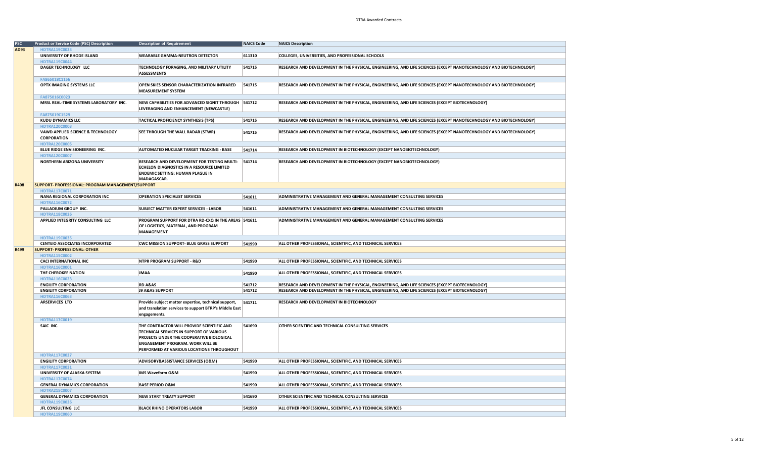| PSC | Product or Service Code (PSC) Description | Description of Requirement | NAICS Code | NAICS Description |
|---|---|---|---|---|
| AD93 | HDTRA119C0023 | | | |
| | UNIVERSITY OF RHODE ISLAND | WEARABLE GAMMA-NEUTRON DETECTOR | 611310 | COLLEGES, UNIVERSITIES, AND PROFESSIONAL SCHOOLS |
| | HDTRA119C0044 | | | |
| | DAGER TECHNOLOGY LLC | TECHNOLOGY FORAGING, AND MILITARY UTILITY ASSESSMENTS | 541715 | RESEARCH AND DEVELOPMENT IN THE PHYSICAL, ENGINEERING, AND LIFE SCIENCES (EXCEPT NANOTECHNOLOGY AND BIOTECHNOLOGY) |
| | FA865018C1156 | | | |
| | OPTX IMAGING SYSTEMS LLC | OPEN SKIES SENSOR CHARACTERIZATION INFRARED MEASUREMENT SYSTEM | 541715 | RESEARCH AND DEVELOPMENT IN THE PHYSICAL, ENGINEERING, AND LIFE SCIENCES (EXCEPT NANOTECHNOLOGY AND BIOTECHNOLOGY) |
| | FA875016C0023 | | | |
| | MRSL REAL-TIME SYSTEMS LABORATORY INC. | NEW CAPABILITIES FOR ADVANCED SIGNIT THROUGH LEVERAGING AND ENHANCEMENT (NEWCASTLE) | 541712 | RESEARCH AND DEVELOPMENT IN THE PHYSICAL, ENGINEERING, AND LIFE SCIENCES (EXCEPT BIOTECHNOLOGY) |
| | FA875019C1529 | | | |
| | KUDU DYNAMICS LLC | TACTICAL PROFICIENCY SYNTHESIS (TPS) | 541715 | RESEARCH AND DEVELOPMENT IN THE PHYSICAL, ENGINEERING, AND LIFE SCIENCES (EXCEPT NANOTECHNOLOGY AND BIOTECHNOLOGY) |
| | HDTRA120C0003 | | | |
| | VAWD APPLIED SCIENCE & TECHNOLOGY CORPORATION | SEE THROUGH THE WALL RADAR (STWR) | 541715 | RESEARCH AND DEVELOPMENT IN THE PHYSICAL, ENGINEERING, AND LIFE SCIENCES (EXCEPT NANOTECHNOLOGY AND BIOTECHNOLOGY) |
| | HDTRA120C0005 | | | |
| | BLUE RIDGE ENVISIONEERING INC. | AUTOMATED NUCLEAR TARGET TRACKING - BASE | 541714 | RESEARCH AND DEVELOPMENT IN BIOTECHNOLOGY (EXCEPT NANOBIOTECHNOLOGY) |
| | HDTRA120C0007 | | | |
| | NORTHERN ARIZONA UNIVERSITY | RESEARCH AND DEVELOPMENT FOR TESTING MULTI-ECHELON DIAGNOSTICS IN A RESOURCE LIMITED ENDEMIC SETTING: HUMAN PLAGUE IN MADAGASCAR. | 541714 | RESEARCH AND DEVELOPMENT IN BIOTECHNOLOGY (EXCEPT NANOBIOTECHNOLOGY) |
| R408 | SUPPORT- PROFESSIONAL: PROGRAM MANAGEMENT/SUPPORT | | | |
| | HDTRA117C0071 | | | |
| | NANA REGIONAL CORPORATION INC | OPERATION SPECIALIST SERVICES | 541611 | ADMINISTRATIVE MANAGEMENT AND GENERAL MANAGEMENT CONSULTING SERVICES |
| | HDTRA116C0072 | | | |
| | PALLADIUM GROUP INC. | SUBJECT MATTER EXPERT SERVICES - LABOR | 541611 | ADMINISTRATIVE MANAGEMENT AND GENERAL MANAGEMENT CONSULTING SERVICES |
| | HDTRA118C0026 | | | |
| | APPLIED INTEGRITY CONSULTING LLC | PROGRAM SUPPORT FOR DTRA RD-CXQ IN THE AREAS OF LOGISTICS, MATERIAL, AND PROGRAM MANAGEMENT | 541611 | ADMINISTRATIVE MANAGEMENT AND GENERAL MANAGEMENT CONSULTING SERVICES |
| | HDTRA119C0035 | | | |
| | CENTEIO ASSOCIATES INCORPORATED | CWC MISSION SUPPORT- BLUE GRASS SUPPORT | 541990 | ALL OTHER PROFESSIONAL, SCIENTIFIC, AND TECHNICAL SERVICES |
| R499 | SUPPORT- PROFESSIONAL: OTHER | | | |
| | HDTRA115C0002 | | | |
| | CACI INTERNATIONAL INC | NTPR PROGRAM SUPPORT - R&D | 541990 | ALL OTHER PROFESSIONAL, SCIENTIFIC, AND TECHNICAL SERVICES |
| | HDTRA116C0001 | | | |
| | THE CHEROKEE NATION | JMAA | 541990 | ALL OTHER PROFESSIONAL, SCIENTIFIC, AND TECHNICAL SERVICES |
| | HDTRA116C0023 | | | |
| | ENGILITY CORPORATION | RD A&AS | 541712 | RESEARCH AND DEVELOPMENT IN THE PHYSICAL, ENGINEERING, AND LIFE SCIENCES (EXCEPT BIOTECHNOLOGY) |
| | ENGILITY CORPORATION | J9 A&AS SUPPORT | 541712 | RESEARCH AND DEVELOPMENT IN THE PHYSICAL, ENGINEERING, AND LIFE SCIENCES (EXCEPT BIOTECHNOLOGY) |
| | HDTRA116C0063 | | | |
| | ARSERVICES LTD | Provide subject matter expertise, technical support, and translation services to support BTRP's Middle East engagements. | 541711 | RESEARCH AND DEVELOPMENT IN BIOTECHNOLOGY |
| | HDTRA117C0019 | | | |
| | SAIC INC. | THE CONTRACTOR WILL PROVIDE SCIENTIFIC AND TECHNICAL SERVICES IN SUPPORT OF VARIOUS PROJECTS UNDER THE COOPERATIVE BIOLOGICAL ENGAGEMENT PROGRAM. WORK WILL BE PERFORMED AT VARIOUS LOCATIONS THROUGHOUT | 541690 | OTHER SCIENTIFIC AND TECHNICAL CONSULTING SERVICES |
| | HDTRA117C0027 | | | |
| | ENGILITY CORPORATION | ADVISORY&ASSISTANCE SERVICES (O&M) | 541990 | ALL OTHER PROFESSIONAL, SCIENTIFIC, AND TECHNICAL SERVICES |
| | HDTRA117C0031 | | | |
| | UNIVERSITY OF ALASKA SYSTEM | IMS Waveform O&M | 541990 | ALL OTHER PROFESSIONAL, SCIENTIFIC, AND TECHNICAL SERVICES |
| | HDTRA117C0074 | | | |
| | GENERAL DYNAMICS CORPORATION | BASE PERIOD O&M | 541990 | ALL OTHER PROFESSIONAL, SCIENTIFIC, AND TECHNICAL SERVICES |
| | HDTRA215C0007 | | | |
| | GENERAL DYNAMICS CORPORATION | NEW START TREATY SUPPORT | 541690 | OTHER SCIENTIFIC AND TECHNICAL CONSULTING SERVICES |
| | HDTRA119C0026 | | | |
| | JFL CONSULTING LLC | BLACK RHINO OPERATORS LABOR | 541990 | ALL OTHER PROFESSIONAL, SCIENTIFIC, AND TECHNICAL SERVICES |
| | HDTRA119C0060 | | | |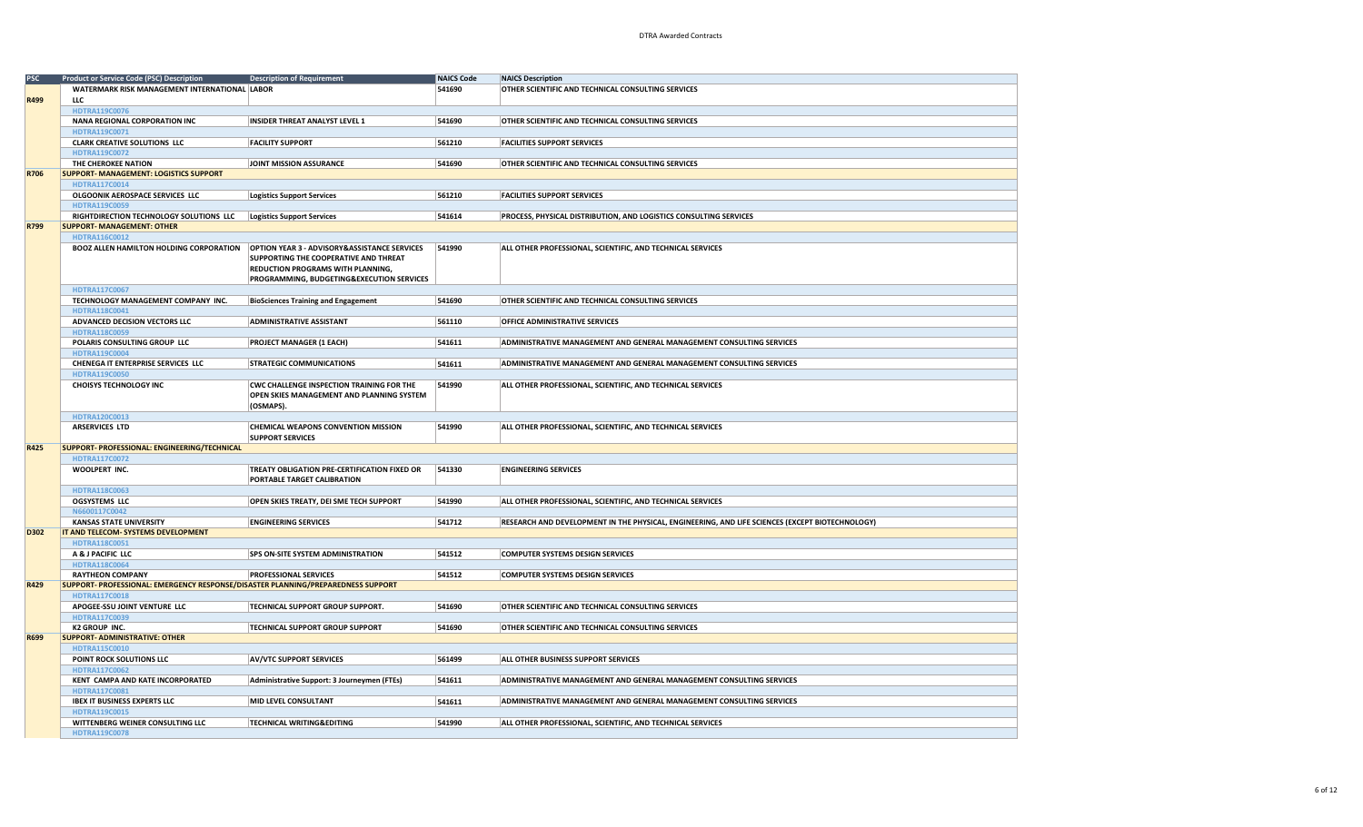# DTRA Awarded Contracts

| PSC | Product or Service Code (PSC) Description | Description of Requirement | NAICS Code | NAICS Description |
|---|---|---|---|---|
| R499 | WATERMARK RISK MANAGEMENT INTERNATIONAL LLC | LABOR | 541690 | OTHER SCIENTIFIC AND TECHNICAL CONSULTING SERVICES |
| | HDTRA119C0076 | | | |
| | NANA REGIONAL CORPORATION INC | INSIDER THREAT ANALYST LEVEL 1 | 541690 | OTHER SCIENTIFIC AND TECHNICAL CONSULTING SERVICES |
| | HDTRA119C0071 | | | |
| | CLARK CREATIVE SOLUTIONS LLC | FACILITY SUPPORT | 561210 | FACILITIES SUPPORT SERVICES |
| | HDTRA119C0072 | | | |
| | THE CHEROKEE NATION | JOINT MISSION ASSURANCE | 541690 | OTHER SCIENTIFIC AND TECHNICAL CONSULTING SERVICES |
| R706 | SUPPORT- MANAGEMENT: LOGISTICS SUPPORT | | | |
| | HDTRA117C0014 | | | |
| | OLGOONIK AEROSPACE SERVICES LLC | Logistics Support Services | 561210 | FACILITIES SUPPORT SERVICES |
| | HDTRA119C0059 | | | |
| | RIGHTDIRECTION TECHNOLOGY SOLUTIONS LLC | Logistics Support Services | 541614 | PROCESS, PHYSICAL DISTRIBUTION, AND LOGISTICS CONSULTING SERVICES |
| R799 | SUPPORT- MANAGEMENT: OTHER | | | |
| | HDTRA116C0012 | | | |
| | BOOZ ALLEN HAMILTON HOLDING CORPORATION | OPTION YEAR 3 - ADVISORY&ASSISTANCE SERVICES SUPPORTING THE COOPERATIVE AND THREAT REDUCTION PROGRAMS WITH PLANNING, PROGRAMMING, BUDGETING&EXECUTION SERVICES | 541990 | ALL OTHER PROFESSIONAL, SCIENTIFIC, AND TECHNICAL SERVICES |
| | HDTRA117C0067 | | | |
| | TECHNOLOGY MANAGEMENT COMPANY INC. | BioSciences Training and Engagement | 541690 | OTHER SCIENTIFIC AND TECHNICAL CONSULTING SERVICES |
| | HDTRA118C0041 | | | |
| | ADVANCED DECISION VECTORS LLC | ADMINISTRATIVE ASSISTANT | 561110 | OFFICE ADMINISTRATIVE SERVICES |
| | HDTRA118C0059 | | | |
| | POLARIS CONSULTING GROUP LLC | PROJECT MANAGER (1 EACH) | 541611 | ADMINISTRATIVE MANAGEMENT AND GENERAL MANAGEMENT CONSULTING SERVICES |
| | HDTRA119C0004 | | | |
| | CHENEGA IT ENTERPRISE SERVICES LLC | STRATEGIC COMMUNICATIONS | 541611 | ADMINISTRATIVE MANAGEMENT AND GENERAL MANAGEMENT CONSULTING SERVICES |
| | HDTRA119C0050 | | | |
| | CHOISYS TECHNOLOGY INC | CWC CHALLENGE INSPECTION TRAINING FOR THE OPEN SKIES MANAGEMENT AND PLANNING SYSTEM (OSMAPS). | 541990 | ALL OTHER PROFESSIONAL, SCIENTIFIC, AND TECHNICAL SERVICES |
| | HDTRA120C0013 | | | |
| | ARSERVICES LTD | CHEMICAL WEAPONS CONVENTION MISSION SUPPORT SERVICES | 541990 | ALL OTHER PROFESSIONAL, SCIENTIFIC, AND TECHNICAL SERVICES |
| R425 | SUPPORT- PROFESSIONAL: ENGINEERING/TECHNICAL | | | |
| | HDTRA117C0072 | | | |
| | WOOLPERT INC. | TREATY OBLIGATION PRE-CERTIFICATION FIXED OR PORTABLE TARGET CALIBRATION | 541330 | ENGINEERING SERVICES |
| | HDTRA118C0063 | | | |
| | OGSYSTEMS LLC | OPEN SKIES TREATY, DEI SME TECH SUPPORT | 541990 | ALL OTHER PROFESSIONAL, SCIENTIFIC, AND TECHNICAL SERVICES |
| | N6600117C0042 | | | |
| | KANSAS STATE UNIVERSITY | ENGINEERING SERVICES | 541712 | RESEARCH AND DEVELOPMENT IN THE PHYSICAL, ENGINEERING, AND LIFE SCIENCES (EXCEPT BIOTECHNOLOGY) |
| D302 | IT AND TELECOM- SYSTEMS DEVELOPMENT | | | |
| | HDTRA118C0051 | | | |
| | A & J PACIFIC LLC | SPS ON-SITE SYSTEM ADMINISTRATION | 541512 | COMPUTER SYSTEMS DESIGN SERVICES |
| | HDTRA118C0064 | | | |
| | RAYTHEON COMPANY | PROFESSIONAL SERVICES | 541512 | COMPUTER SYSTEMS DESIGN SERVICES |
| R429 | SUPPORT- PROFESSIONAL: EMERGENCY RESPONSE/DISASTER PLANNING/PREPAREDNESS SUPPORT | | | |
| | HDTRA117C0018 | | | |
| | APOGEE-SSU JOINT VENTURE LLC | TECHNICAL SUPPORT GROUP SUPPORT. | 541690 | OTHER SCIENTIFIC AND TECHNICAL CONSULTING SERVICES |
| | HDTRA117C0039 | | | |
| | K2 GROUP INC. | TECHNICAL SUPPORT GROUP SUPPORT | 541690 | OTHER SCIENTIFIC AND TECHNICAL CONSULTING SERVICES |
| R699 | SUPPORT- ADMINISTRATIVE: OTHER | | | |
| | HDTRA115C0010 | | | |
| | POINT ROCK SOLUTIONS LLC | AV/VTC SUPPORT SERVICES | 561499 | ALL OTHER BUSINESS SUPPORT SERVICES |
| | HDTRA117C0062 | | | |
| | KENT CAMPA AND KATE INCORPORATED | Administrative Support: 3 Journeymen (FTEs) | 541611 | ADMINISTRATIVE MANAGEMENT AND GENERAL MANAGEMENT CONSULTING SERVICES |
| | HDTRA117C0081 | | | |
| | IBEX IT BUSINESS EXPERTS LLC | MID LEVEL CONSULTANT | 541611 | ADMINISTRATIVE MANAGEMENT AND GENERAL MANAGEMENT CONSULTING SERVICES |
| | HDTRA119C0015 | | | |
| | WITTENBERG WEINER CONSULTING LLC | TECHNICAL WRITING&EDITING | 541990 | ALL OTHER PROFESSIONAL, SCIENTIFIC, AND TECHNICAL SERVICES |
| | HDTRA119C0078 | | | |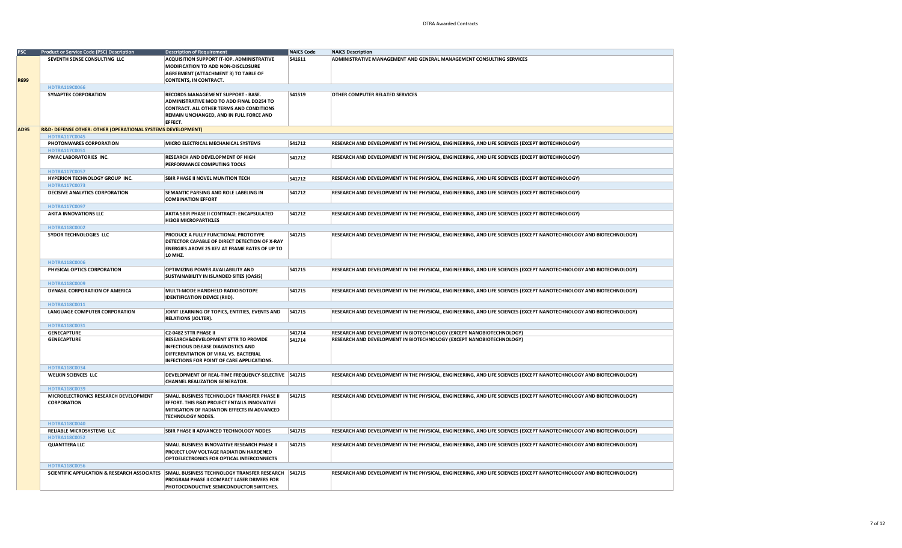| PSC | Product or Service Code (PSC) Description | Description of Requirement | NAICS Code | NAICS Description |
|---|---|---|---|---|
| R699 | SEVENTH SENSE CONSULTING LLC | ACQUISITION SUPPORT IT-IOP. ADMINISTRATIVE MODIFICATION TO ADD NON-DISCLOSURE AGREEMENT (ATTACHMENT 3) TO TABLE OF CONTENTS, IN CONTRACT. | 541611 | ADMINISTRATIVE MANAGEMENT AND GENERAL MANAGEMENT CONSULTING SERVICES |
| | HDTRA119C0066 | | | |
| | SYNAPTEK CORPORATION | RECORDS MANAGEMENT SUPPORT - BASE. ADMINISTRATIVE MOD TO ADD FINAL DD254 TO CONTRACT. ALL OTHER TERMS AND CONDITIONS REMAIN UNCHANGED, AND IN FULL FORCE AND EFFECT. | 541519 | OTHER COMPUTER RELATED SERVICES |
| AD95 | R&D- DEFENSE OTHER: OTHER (OPERATIONAL SYSTEMS DEVELOPMENT) | | | |
| | HDTRA117C0045 | | | |
| | PHOTONWARES CORPORATION | MICRO ELECTRICAL MECHANICAL SYSTEMS | 541712 | RESEARCH AND DEVELOPMENT IN THE PHYSICAL, ENGINEERING, AND LIFE SCIENCES (EXCEPT BIOTECHNOLOGY) |
| | HDTRA117C0051 | | | |
| | PMAC LABORATORIES INC. | RESEARCH AND DEVELOPMENT OF HIGH PERFORMANCE COMPUTING TOOLS | 541712 | RESEARCH AND DEVELOPMENT IN THE PHYSICAL, ENGINEERING, AND LIFE SCIENCES (EXCEPT BIOTECHNOLOGY) |
| | HDTRA117C0057 | | | |
| | HYPERION TECHNOLOGY GROUP INC. | SBIR PHASE II NOVEL MUNITION TECH | 541712 | RESEARCH AND DEVELOPMENT IN THE PHYSICAL, ENGINEERING, AND LIFE SCIENCES (EXCEPT BIOTECHNOLOGY) |
| | HDTRA117C0073 | | | |
| | DECISIVE ANALYTICS CORPORATION | SEMANTIC PARSING AND ROLE LABELING IN COMBINATION EFFORT | 541712 | RESEARCH AND DEVELOPMENT IN THE PHYSICAL, ENGINEERING, AND LIFE SCIENCES (EXCEPT BIOTECHNOLOGY) |
| | HDTRA117C0097 | | | |
| | AKITA INNOVATIONS LLC | AKITA SBIR PHASE II CONTRACT: ENCAPSULATED HI3O8 MICROPARTICLES | 541712 | RESEARCH AND DEVELOPMENT IN THE PHYSICAL, ENGINEERING, AND LIFE SCIENCES (EXCEPT BIOTECHNOLOGY) |
| | HDTRA118C0002 | | | |
| | SYDOR TECHNOLOGIES LLC | PRODUCE A FULLY FUNCTIONAL PROTOTYPE DETECTOR CAPABLE OF DIRECT DETECTION OF X-RAY ENERGIES ABOVE 25 KEV AT FRAME RATES OF UP TO 10 MHZ. | 541715 | RESEARCH AND DEVELOPMENT IN THE PHYSICAL, ENGINEERING, AND LIFE SCIENCES (EXCEPT NANOTECHNOLOGY AND BIOTECHNOLOGY) |
| | HDTRA118C0006 | | | |
| | PHYSICAL OPTICS CORPORATION | OPTIMIZING POWER AVAILABILITY AND SUSTAINABILITY IN ISLANDED SITES (OASIS) | 541715 | RESEARCH AND DEVELOPMENT IN THE PHYSICAL, ENGINEERING, AND LIFE SCIENCES (EXCEPT NANOTECHNOLOGY AND BIOTECHNOLOGY) |
| | HDTRA118C0009 | | | |
| | DYNASIL CORPORATION OF AMERICA | MULTI-MODE HANDHELD RADIOISOTOPE IDENTIFICATION DEVICE (RIID). | 541715 | RESEARCH AND DEVELOPMENT IN THE PHYSICAL, ENGINEERING, AND LIFE SCIENCES (EXCEPT NANOTECHNOLOGY AND BIOTECHNOLOGY) |
| | HDTRA118C0011 | | | |
| | LANGUAGE COMPUTER CORPORATION | JOINT LEARNING OF TOPICS, ENTITIES, EVENTS AND RELATIONS (JOLTER). | 541715 | RESEARCH AND DEVELOPMENT IN THE PHYSICAL, ENGINEERING, AND LIFE SCIENCES (EXCEPT NANOTECHNOLOGY AND BIOTECHNOLOGY) |
| | HDTRA118C0031 | | | |
| | GENECAPTURE | C2-0482 STTR PHASE II | 541714 | RESEARCH AND DEVELOPMENT IN BIOTECHNOLOGY (EXCEPT NANOBIOTECHNOLOGY) |
| | GENECAPTURE | RESEARCH&DEVELOPMENT STTR TO PROVIDE INFECTIOUS DISEASE DIAGNOSTICS AND DIFFERENTIATION OF VIRAL VS. BACTERIAL INFECTIONS FOR POINT OF CARE APPLICATIONS. | 541714 | RESEARCH AND DEVELOPMENT IN BIOTECHNOLOGY (EXCEPT NANOBIOTECHNOLOGY) |
| | HDTRA118C0034 | | | |
| | WELKIN SCIENCES LLC | DEVELOPMENT OF REAL-TIME FREQUENCY-SELECTIVE CHANNEL REALIZATION GENERATOR. | 541715 | RESEARCH AND DEVELOPMENT IN THE PHYSICAL, ENGINEERING, AND LIFE SCIENCES (EXCEPT NANOTECHNOLOGY AND BIOTECHNOLOGY) |
| | HDTRA118C0039 | | | |
| | MICROELECTRONICS RESEARCH DEVELOPMENT CORPORATION | SMALL BUSINESS TECHNOLOGY TRANSFER PHASE II EFFORT. THIS R&D PROJECT ENTAILS INNOVATIVE MITIGATION OF RADIATION EFFECTS IN ADVANCED TECHNOLOGY NODES. | 541715 | RESEARCH AND DEVELOPMENT IN THE PHYSICAL, ENGINEERING, AND LIFE SCIENCES (EXCEPT NANOTECHNOLOGY AND BIOTECHNOLOGY) |
| | HDTRA118C0040 | | | |
| | RELIABLE MICROSYSTEMS LLC | SBIR PHASE II ADVANCED TECHNOLOGY NODES | 541715 | RESEARCH AND DEVELOPMENT IN THE PHYSICAL, ENGINEERING, AND LIFE SCIENCES (EXCEPT NANOTECHNOLOGY AND BIOTECHNOLOGY) |
| | HDTRA118C0052 | | | |
| | QUANTTERA LLC | SMALL BUSINESS INNOVATIVE RESEARCH PHASE II PROJECT LOW VOLTAGE RADIATION HARDENED OPTOELECTRONICS FOR OPTICAL INTERCONNECTS | 541715 | RESEARCH AND DEVELOPMENT IN THE PHYSICAL, ENGINEERING, AND LIFE SCIENCES (EXCEPT NANOTECHNOLOGY AND BIOTECHNOLOGY) |
| | HDTRA118C0056 | | | |
| | SCIENTIFIC APPLICATION & RESEARCH ASSOCIATES | SMALL BUSINESS TECHNOLOGY TRANSFER RESEARCH PROGRAM PHASE II COMPACT LASER DRIVERS FOR PHOTOCONDUCTIVE SEMICONDUCTOR SWITCHES. | 541715 | RESEARCH AND DEVELOPMENT IN THE PHYSICAL, ENGINEERING, AND LIFE SCIENCES (EXCEPT NANOTECHNOLOGY AND BIOTECHNOLOGY) |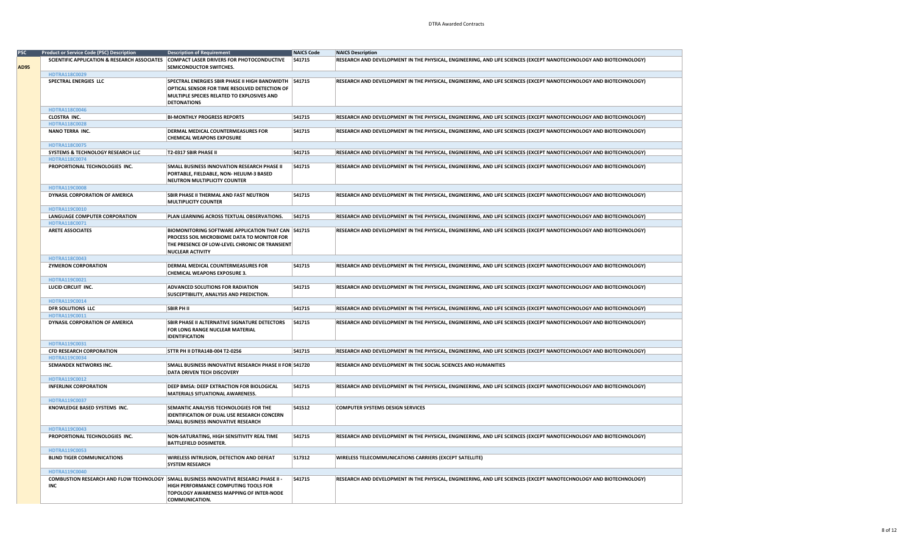| PSC | Product or Service Code (PSC) Description | Description of Requirement | NAICS Code | NAICS Description |
|---|---|---|---|---|
| AD95 | SCIENTIFIC APPLICATION & RESEARCH ASSOCIATES | COMPACT LASER DRIVERS FOR PHOTOCONDUCTIVE SEMICONDUCTOR SWITCHES. | 541715 | RESEARCH AND DEVELOPMENT IN THE PHYSICAL, ENGINEERING, AND LIFE SCIENCES (EXCEPT NANOTECHNOLOGY AND BIOTECHNOLOGY) |
| | HDTRA118C0029 | | | |
| | SPECTRAL ENERGIES LLC | SPECTRAL ENERGIES SBIR PHASE II HIGH BANDWIDTH OPTICAL SENSOR FOR TIME RESOLVED DETECTION OF MULTIPLE SPECIES RELATED TO EXPLOSIVES AND DETONATIONS | 541715 | RESEARCH AND DEVELOPMENT IN THE PHYSICAL, ENGINEERING, AND LIFE SCIENCES (EXCEPT NANOTECHNOLOGY AND BIOTECHNOLOGY) |
| | HDTRA118C0046 | | | |
| | CLOSTRA INC. | BI-MONTHLY PROGRESS REPORTS | 541715 | RESEARCH AND DEVELOPMENT IN THE PHYSICAL, ENGINEERING, AND LIFE SCIENCES (EXCEPT NANOTECHNOLOGY AND BIOTECHNOLOGY) |
| | HDTRA118C0028 | | | |
| | NANO TERRA INC. | DERMAL MEDICAL COUNTERMEASURES FOR CHEMICAL WEAPONS EXPOSURE | 541715 | RESEARCH AND DEVELOPMENT IN THE PHYSICAL, ENGINEERING, AND LIFE SCIENCES (EXCEPT NANOTECHNOLOGY AND BIOTECHNOLOGY) |
| | HDTRA118C0075 | | | |
| | SYSTEMS & TECHNOLOGY RESEARCH LLC | T2-0317 SBIR PHASE II | 541715 | RESEARCH AND DEVELOPMENT IN THE PHYSICAL, ENGINEERING, AND LIFE SCIENCES (EXCEPT NANOTECHNOLOGY AND BIOTECHNOLOGY) |
| | HDTRA118C0074 | | | |
| | PROPORTIONAL TECHNOLOGIES INC. | SMALL BUSINESS INNOVATION RESEARCH PHASE II PORTABLE, FIELDABLE, NON- HELIUM-3 BASED NEUTRON MULTIPLICITY COUNTER | 541715 | RESEARCH AND DEVELOPMENT IN THE PHYSICAL, ENGINEERING, AND LIFE SCIENCES (EXCEPT NANOTECHNOLOGY AND BIOTECHNOLOGY) |
| | HDTRA119C0008 | | | |
| | DYNASIL CORPORATION OF AMERICA | SBIR PHASE II THERMAL AND FAST NEUTRON MULTIPLICITY COUNTER | 541715 | RESEARCH AND DEVELOPMENT IN THE PHYSICAL, ENGINEERING, AND LIFE SCIENCES (EXCEPT NANOTECHNOLOGY AND BIOTECHNOLOGY) |
| | HDTRA119C0010 | | | |
| | LANGUAGE COMPUTER CORPORATION | PLAN LEARNING ACROSS TEXTUAL OBSERVATIONS. | 541715 | RESEARCH AND DEVELOPMENT IN THE PHYSICAL, ENGINEERING, AND LIFE SCIENCES (EXCEPT NANOTECHNOLOGY AND BIOTECHNOLOGY) |
| | HDTRA118C0071 | | | |
| | ARETE ASSOCIATES | BIOMONITORING SOFTWARE APPLICATION THAT CAN PROCESS SOIL MICROBIOME DATA TO MONITOR FOR THE PRESENCE OF LOW-LEVEL CHRONIC OR TRANSIENT NUCLEAR ACTIVITY | 541715 | RESEARCH AND DEVELOPMENT IN THE PHYSICAL, ENGINEERING, AND LIFE SCIENCES (EXCEPT NANOTECHNOLOGY AND BIOTECHNOLOGY) |
| | HDTRA118C0043 | | | |
| | ZYMERON CORPORATION | DERMAL MEDICAL COUNTERMEASURES FOR CHEMICAL WEAPONS EXPOSURE 3. | 541715 | RESEARCH AND DEVELOPMENT IN THE PHYSICAL, ENGINEERING, AND LIFE SCIENCES (EXCEPT NANOTECHNOLOGY AND BIOTECHNOLOGY) |
| | HDTRA119C0021 | | | |
| | LUCID CIRCUIT INC. | ADVANCED SOLUTIONS FOR RADIATION SUSCEPTIBILITY, ANALYSIS AND PREDICTION. | 541715 | RESEARCH AND DEVELOPMENT IN THE PHYSICAL, ENGINEERING, AND LIFE SCIENCES (EXCEPT NANOTECHNOLOGY AND BIOTECHNOLOGY) |
| | HDTRA119C0014 | | | |
| | DFR SOLUTIONS LLC | SBIR PH II | 541715 | RESEARCH AND DEVELOPMENT IN THE PHYSICAL, ENGINEERING, AND LIFE SCIENCES (EXCEPT NANOTECHNOLOGY AND BIOTECHNOLOGY) |
| | HDTRA119C0011 | | | |
| | DYNASIL CORPORATION OF AMERICA | SBIR PHASE II ALTERNATIVE SIGNATURE DETECTORS FOR LONG RANGE NUCLEAR MATERIAL IDENTIFICATION | 541715 | RESEARCH AND DEVELOPMENT IN THE PHYSICAL, ENGINEERING, AND LIFE SCIENCES (EXCEPT NANOTECHNOLOGY AND BIOTECHNOLOGY) |
| | HDTRA119C0031 | | | |
| | CFD RESEARCH CORPORATION | STTR PH II DTRA14B-004 T2-0256 | 541715 | RESEARCH AND DEVELOPMENT IN THE PHYSICAL, ENGINEERING, AND LIFE SCIENCES (EXCEPT NANOTECHNOLOGY AND BIOTECHNOLOGY) |
| | HDTRA119C0034 | | | |
| | SEMANDEX NETWORKS INC. | SMALL BUSINESS INNOVATIVE RESEARCH PHASE II FOR DATA DRIVEN TECH DISCOVERY | 541720 | RESEARCH AND DEVELOPMENT IN THE SOCIAL SCIENCES AND HUMANITIES |
| | HDTRA119C0012 | | | |
| | INFERLINK CORPORATION | DEEP BMSA: DEEP EXTRACTION FOR BIOLOGICAL MATERIALS SITUATIONAL AWARENESS. | 541715 | RESEARCH AND DEVELOPMENT IN THE PHYSICAL, ENGINEERING, AND LIFE SCIENCES (EXCEPT NANOTECHNOLOGY AND BIOTECHNOLOGY) |
| | HDTRA119C0037 | | | |
| | KNOWLEDGE BASED SYSTEMS INC. | SEMANTIC ANALYSIS TECHNOLOGIES FOR THE IDENTIFICATION OF DUAL USE RESEARCH CONCERN SMALL BUSINESS INNOVATIVE RESEARCH | 541512 | COMPUTER SYSTEMS DESIGN SERVICES |
| | HDTRA119C0043 | | | |
| | PROPORTIONAL TECHNOLOGIES INC. | NON-SATURATING, HIGH SENSITIVITY REAL TIME BATTLEFIELD DOSIMETER. | 541715 | RESEARCH AND DEVELOPMENT IN THE PHYSICAL, ENGINEERING, AND LIFE SCIENCES (EXCEPT NANOTECHNOLOGY AND BIOTECHNOLOGY) |
| | HDTRA119C0053 | | | |
| | BLIND TIGER COMMUNICATIONS | WIRELESS INTRUSION, DETECTION AND DEFEAT SYSTEM RESEARCH | 517312 | WIRELESS TELECOMMUNICATIONS CARRIERS (EXCEPT SATELLITE) |
| | HDTRA119C0040 | | | |
| | COMBUSTION RESEARCH AND FLOW TECHNOLOGY INC | SMALL BUSINESS INNOVATIVE RESEARCJ PHASE II - HIGH PERFORMANCE COMPUTING TOOLS FOR TOPOLOGY AWARENESS MAPPING OF INTER-NODE COMMUNICATION. | 541715 | RESEARCH AND DEVELOPMENT IN THE PHYSICAL, ENGINEERING, AND LIFE SCIENCES (EXCEPT NANOTECHNOLOGY AND BIOTECHNOLOGY) |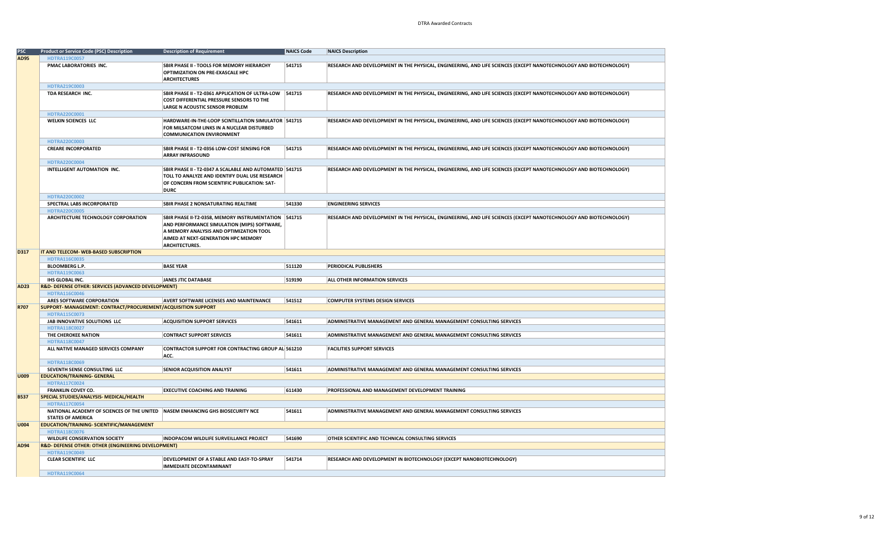| PSC | Product or Service Code (PSC) Description | Description of Requirement | NAICS Code | NAICS Description |
|---|---|---|---|---|
| AD95 | HDTRA119C0057 | | | |
| | PMAC LABORATORIES INC. | SBIR PHASE II - TOOLS FOR MEMORY HIERARCHY OPTIMIZATION ON PRE-EXASCALE HPC ARCHITECTURES | 541715 | RESEARCH AND DEVELOPMENT IN THE PHYSICAL, ENGINEERING, AND LIFE SCIENCES (EXCEPT NANOTECHNOLOGY AND BIOTECHNOLOGY) |
| | HDTRA219C0003 | | | |
| | TDA RESEARCH INC. | SBIR PHASE II - T2-0361 APPLICATION OF ULTRA-LOW COST DIFFERENTIAL PRESSURE SENSORS TO THE LARGE N ACOUSTIC SENSOR PROBLEM | 541715 | RESEARCH AND DEVELOPMENT IN THE PHYSICAL, ENGINEERING, AND LIFE SCIENCES (EXCEPT NANOTECHNOLOGY AND BIOTECHNOLOGY) |
| | HDTRA220C0001 | | | |
| | WELKIN SCIENCES LLC | HARDWARE-IN-THE-LOOP SCINTILLATION SIMULATOR FOR MILSATCOM LINKS IN A NUCLEAR DISTURBED COMMUNICATION ENVIRONMENT | 541715 | RESEARCH AND DEVELOPMENT IN THE PHYSICAL, ENGINEERING, AND LIFE SCIENCES (EXCEPT NANOTECHNOLOGY AND BIOTECHNOLOGY) |
| | HDTRA220C0003 | | | |
| | CREARE INCORPORATED | SBIR PHASE II - T2-0356 LOW-COST SENSING FOR ARRAY INFRASOUND | 541715 | RESEARCH AND DEVELOPMENT IN THE PHYSICAL, ENGINEERING, AND LIFE SCIENCES (EXCEPT NANOTECHNOLOGY AND BIOTECHNOLOGY) |
| | HDTRA220C0004 | | | |
| | INTELLIGENT AUTOMATION INC. | SBIR PHASE II - T2-0347 A SCALABLE AND AUTOMATED TOLL TO ANALYZE AND IDENTIFY DUAL USE RESEARCH OF CONCERN FROM SCIENTIFIC PUBLICATION: SAT-DURC | 541715 | RESEARCH AND DEVELOPMENT IN THE PHYSICAL, ENGINEERING, AND LIFE SCIENCES (EXCEPT NANOTECHNOLOGY AND BIOTECHNOLOGY) |
| | HDTRA220C0002 | | | |
| | SPECTRAL LABS INCORPORATED | SBIR PHASE 2 NONSATURATING REALTIME | 541330 | ENGINEERING SERVICES |
| | HDTRA220C0005 | | | |
| | ARCHITECTURE TECHNOLOGY CORPORATION | SBIR PHASE II-T2-0358, MEMORY INSTRUMENTATION AND PERFORMANCE SIMULATION (MIPS) SOFTWARE, A MEMORY ANALYSIS AND OPTIMIZATION TOOL AIMED AT NEXT-GENERATION HPC MEMORY ARCHITECTURES. | 541715 | RESEARCH AND DEVELOPMENT IN THE PHYSICAL, ENGINEERING, AND LIFE SCIENCES (EXCEPT NANOTECHNOLOGY AND BIOTECHNOLOGY) |
| D317 | IT AND TELECOM- WEB-BASED SUBSCRIPTION | | | |
| | HDTRA116C0035 | | | |
| | BLOOMBERG L.P. | BASE YEAR | 511120 | PERIODICAL PUBLISHERS |
| | HDTRA119C0063 | | | |
| | IHS GLOBAL INC. | JANES JTIC DATABASE | 519190 | ALL OTHER INFORMATION SERVICES |
| AD23 | R&D- DEFENSE OTHER: SERVICES (ADVANCED DEVELOPMENT) | | | |
| | HDTRA116C0046 | | | |
| | ARES SOFTWARE CORPORATION | AVERT SOFTWARE LICENSES AND MAINTENANCE | 541512 | COMPUTER SYSTEMS DESIGN SERVICES |
| R707 | SUPPORT- MANAGEMENT: CONTRACT/PROCUREMENT/ACQUISITION SUPPORT | | | |
| | HDTRA115C0073 | | | |
| | JAB INNOVATIVE SOLUTIONS LLC | ACQUISITION SUPPORT SERVICES | 541611 | ADMINISTRATIVE MANAGEMENT AND GENERAL MANAGEMENT CONSULTING SERVICES |
| | HDTRA118C0027 | | | |
| | THE CHEROKEE NATION | CONTRACT SUPPORT SERVICES | 541611 | ADMINISTRATIVE MANAGEMENT AND GENERAL MANAGEMENT CONSULTING SERVICES |
| | HDTRA118C0047 | | | |
| | ALL NATIVE MANAGED SERVICES COMPANY | CONTRACTOR SUPPORT FOR CONTRACTING GROUP AL ACC. | 561210 | FACILITIES SUPPORT SERVICES |
| | HDTRA118C0069 | | | |
| | SEVENTH SENSE CONSULTING LLC | SENIOR ACQUISITION ANALYST | 541611 | ADMINISTRATIVE MANAGEMENT AND GENERAL MANAGEMENT CONSULTING SERVICES |
| U009 | EDUCATION/TRAINING- GENERAL | | | |
| | HDTRA117C0024 | | | |
| | FRANKLIN COVEY CO. | EXECUTIVE COACHING AND TRAINING | 611430 | PROFESSIONAL AND MANAGEMENT DEVELOPMENT TRAINING |
| B537 | SPECIAL STUDIES/ANALYSIS- MEDICAL/HEALTH | | | |
| | HDTRA117C0054 | | | |
| | NATIONAL ACADEMY OF SCIENCES OF THE UNITED STATES OF AMERICA | NASEM ENHANCING GHS BIOSECURITY NCE | 541611 | ADMINISTRATIVE MANAGEMENT AND GENERAL MANAGEMENT CONSULTING SERVICES |
| U004 | EDUCATION/TRAINING- SCIENTIFIC/MANAGEMENT | | | |
| | HDTRA118C0076 | | | |
| | WILDLIFE CONSERVATION SOCIETY | INDOPACOM WILDLIFE SURVEILLANCE PROJECT | 541690 | OTHER SCIENTIFIC AND TECHNICAL CONSULTING SERVICES |
| AD94 | R&D- DEFENSE OTHER: OTHER (ENGINEERING DEVELOPMENT) | | | |
| | HDTRA119C0049 | | | |
| | CLEAR SCIENTIFIC LLC | DEVELOPMENT OF A STABLE AND EASY-TO-SPRAY IMMEDIATE DECONTAMINANT | 541714 | RESEARCH AND DEVELOPMENT IN BIOTECHNOLOGY (EXCEPT NANOBIOTECHNOLOGY) |
| | HDTRA119C0064 | | | |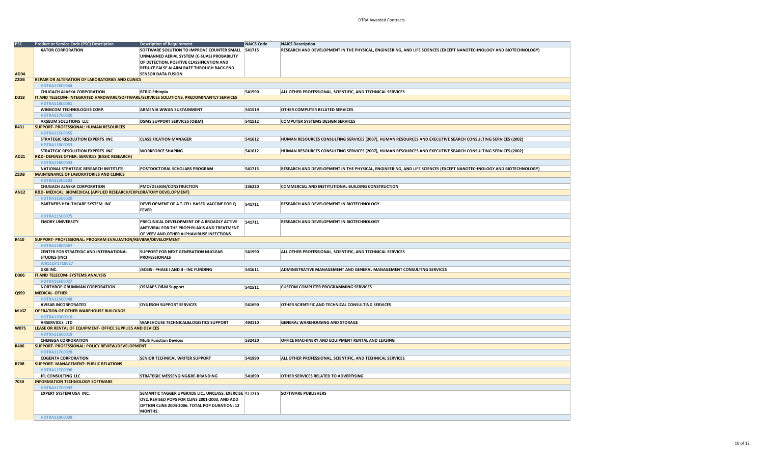| PSC | Product or Service Code (PSC) Description | Description of Requirement | NAICS Code | NAICS Description |
|---|---|---|---|---|
| AD94 | XATOR CORPORATION | SOFTWARE SOLUTION TO IMPROVE COUNTER SMALL UNMANNED AERIAL SYSTEM (C-SUAS) PROBABILITY OF DETECTION, POSITIVE CLASSIFICATION AND REDUCE FALSE ALARM RATE THROUGH BACK-END SENSOR DATA FUSION | 541715 | RESEARCH AND DEVELOPMENT IN THE PHYSICAL, ENGINEERING, AND LIFE SCIENCES (EXCEPT NANOTECHNOLOGY AND BIOTECHNOLOGY) |
| Z2DB | REPAIR OR ALTERATION OF LABORATORIES AND CLINICS | | | |
| | HDTRA118C0044 | | | |
| | CHUGACH ALASKA CORPORATION | BTRIC-Ethiopia | 541990 | ALL OTHER PROFESSIONAL, SCIENTIFIC, AND TECHNICAL SERVICES |
| D318 | IT AND TELECOM- INTEGRATED HARDWARE/SOFTWARE/SERVICES SOLUTIONS, PREDOMINANTLY SERVICES | | | |
| | HDTRA118C0061 | | | |
| | WINNCOM TECHNOLOGIES CORP. | ARMENIA WWAN SUSTAINMENT | 541519 | OTHER COMPUTER RELATED SERVICES |
| | HDTRA117C0020 | | | |
| | AXSEUM SOLUTIONS LLC | DSMS SUPPORT SERVICES (O&M) | 541512 | COMPUTER SYSTEMS DESIGN SERVICES |
| R431 | SUPPORT- PROFESSIONAL: HUMAN RESOURCES | | | |
| | HDTRA115C0055 | | | |
| | STRATEGIC RESOLUTION EXPERTS INC | CLASSIFICATION MANAGER | 541612 | HUMAN RESOURCES CONSULTING SERVICES (2007), HUMAN RESOURCES AND EXECUTIVE SEARCH CONSULTING SERVICES (2002) |
| | HDTRA118C0053 | | | |
| | STRATEGIC RESOLUTION EXPERTS INC | WORKFORCE SHAPING | 541612 | HUMAN RESOURCES CONSULTING SERVICES (2007), HUMAN RESOURCES AND EXECUTIVE SEARCH CONSULTING SERVICES (2002) |
| AD21 | R&D- DEFENSE OTHER: SERVICES (BASIC RESEARCH) | | | |
| | HDTRA118C0033 | | | |
| | NATIONAL STRATEGIC RESEARCH INSTITUTE | POSTDOCTORAL SCHOLARS PROGRAM | 541715 | RESEARCH AND DEVELOPMENT IN THE PHYSICAL, ENGINEERING, AND LIFE SCIENCES (EXCEPT NANOTECHNOLOGY AND BIOTECHNOLOGY) |
| Z1DB | MAINTENANCE OF LABORATORIES AND CLINICS | | | |
| | HDTRA113C0102 | | | |
| | CHUGACH ALASKA CORPORATION | PMO/DESIGN/CONSTRUCTION | 236220 | COMMERCIAL AND INSTITUTIONAL BUILDING CONSTRUCTION |
| AN12 | R&D- MEDICAL: BIOMEDICAL (APPLIED RESEARCH/EXPLORATORY DEVELOPMENT) | | | |
| | HDTRA115C0020 | | | |
| | PARTNERS HEALTHCARE SYSTEM INC | DEVELOPMENT OF A T-CELL BASED VACCINE FOR Q FEVER | 541711 | RESEARCH AND DEVELOPMENT IN BIOTECHNOLOGY |
| | HDTRA115C0075 | | | |
| | EMORY UNIVERSITY | PRECLINICAL DEVELOPMENT OF A BROADLY ACTIVE ANTIVIRAL FOR THE PROPHYLAXIS AND TREATMENT OF VEEV AND OTHER ALPHAVIRUSE INFECTIONS | 541711 | RESEARCH AND DEVELOPMENT IN BIOTECHNOLOGY |
| R410 | SUPPORT- PROFESSIONAL: PROGRAM EVALUATION/REVIEW/DEVELOPMENT | | | |
| | HDTRA118C0067 | | | |
| | CENTER FOR STRATEGIC AND INTERNATIONAL STUDIES (INC) | SUPPORT FOR NEXT GENERATION NUCLEAR PROFESSIONALS | 541990 | ALL OTHER PROFESSIONAL, SCIENTIFIC, AND TECHNICAL SERVICES |
| | W911QY17C0027 | | | |
| | GKB INC. | JSCBIS - PHASE I AND II - INC FUNDING | 541611 | ADMINISTRATIVE MANAGEMENT AND GENERAL MANAGEMENT CONSULTING SERVICES |
| D306 | IT AND TELECOM- SYSTEMS ANALYSIS | | | |
| | HDTRA116C0027 | | | |
| | NORTHROP GRUMMAN CORPORATION | OSMAPS O&M Support | 541511 | CUSTOM COMPUTER PROGRAMMING SERVICES |
| Q999 | MEDICAL- OTHER | | | |
| | HDTRA115C0048 | | | |
| | AVISAR INCORPORATED | OY4 ESOH SUPPORT SERVICES | 541690 | OTHER SCIENTIFIC AND TECHNICAL CONSULTING SERVICES |
| M1GZ | OPERATION OF OTHER WAREHOUSE BUILDINGS | | | |
| | HDTRA120C0010 | | | |
| | ARSERVICES LTD | WAREHOUSE TECHNICAL&LOGISTICS SUPPORT | 493110 | GENERAL WAREHOUSING AND STORAGE |
| W075 | LEASE OR RENTAL OF EQUIPMENT- OFFICE SUPPLIES AND DEVICES | | | |
| | HDTRA116C0019 | | | |
| | CHENEGA CORPORATION | Multi Function Devices | 532420 | OFFICE MACHINERY AND EQUIPMENT RENTAL AND LEASING |
| R406 | SUPPORT- PROFESSIONAL: POLICY REVIEW/DEVELOPMENT | | | |
| | HDTRA117C0078 | | | |
| | COGENTA CORPORATION | SENIOR TECHNICAL WRITER SUPPORT | 541990 | ALL OTHER PROFESSIONAL, SCIENTIFIC, AND TECHNICAL SERVICES |
| R708 | SUPPORT- MANAGEMENT: PUBLIC RELATIONS | | | |
| | HDTRA117C0096 | | | |
| | JFL CONSULTING LLC | STRATEGIC MESSENGING&RE-BRANDING | 541890 | OTHER SERVICES RELATED TO ADVERTISING |
| 7030 | INFORMATION TECHNOLOGY SOFTWARE | | | |
| | HDTRA117C0092 | | | |
| | EXPERT SYSTEM USA INC. | SEMANTIC TAGGER UPGRADE LIC., UNCLASS. EXERCISE OY2. REVISED POPS FOR CLINS 2001-2003, AND ADD OPTION CLINS 2004-2006. TOTAL POP DURATION: 12 MONTHS. | 511210 | SOFTWARE PUBLISHERS |
| | HDTRA119C0039 | | | |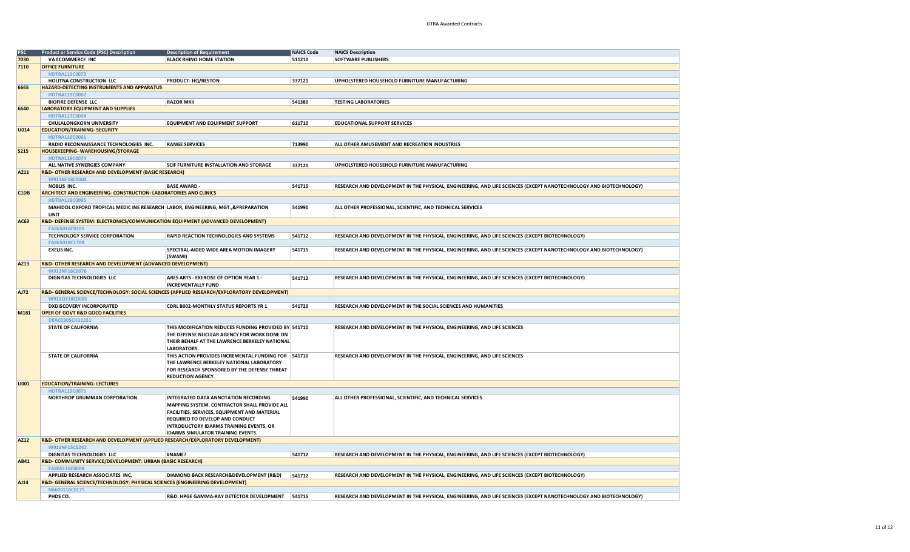| PSC | Product or Service Code (PSC) Description | Description of Requirement | NAICS Code | NAICS Description |
|---|---|---|---|---|
| 7030 | VA ECOMMERCE INC | BLACK RHINO HOME STATION | 511210 | SOFTWARE PUBLISHERS |
| 7110 | OFFICE FURNITURE | | | |
| | HDTRA119C0073 | | | |
| | HOLITNA CONSTRUCTION LLC | PRODUCT- HQ/RESTON | 337121 | UPHOLSTERED HOUSEHOLD FURNITURE MANUFACTURING |
| 6665 | HAZARD-DETECTING INSTRUMENTS AND APPARATUS | | | |
| | HDTRA119C0062 | | | |
| | BIOFIRE DEFENSE LLC | RAZOR MKII | 541380 | TESTING LABORATORIES |
| 6640 | LABORATORY EQUIPMENT AND SUPPLIES | | | |
| | HDTRA117C0004 | | | |
| | CHULALONGKORN UNIVERSITY | EQUIPMENT AND EQUIPMENT SUPPORT | 611710 | EDUCATIONAL SUPPORT SERVICES |
| U014 | EDUCATION/TRAINING- SECURITY | | | |
| | HDTRA119C0061 | | | |
| | RADIO RECONNAISSANCE TECHNOLOGIES INC. | RANGE SERVICES | 713990 | ALL OTHER AMUSEMENT AND RECREATION INDUSTRIES |
| S215 | HOUSEKEEPING- WAREHOUSING/STORAGE | | | |
| | HDTRA119C0074 | | | |
| | ALL NATIVE SYNERGIES COMPANY | SCIF FURNITURE INSTALLATION AND STORAGE | 337121 | UPHOLSTERED HOUSEHOLD FURNITURE MANUFACTURING |
| AZ11 | R&D- OTHER RESEARCH AND DEVELOPMENT (BASIC RESEARCH) | | | |
| | W911NF18C0004 | | | |
| | NOBLIS INC. | BASE AWARD - | 541715 | RESEARCH AND DEVELOPMENT IN THE PHYSICAL, ENGINEERING, AND LIFE SCIENCES (EXCEPT NANOTECHNOLOGY AND BIOTECHNOLOGY) |
| C1DB | ARCHITECT AND ENGINEERING- CONSTRUCTION: LABORATORIES AND CLINICS | | | |
| | HDTRA119C0065 | | | |
| | MAHIDOL OXFORD TROPICAL MEDIC INE RESEARCH UNIT | LABOR, ENGINEERING, MGT.,&PREPARATION | 541990 | ALL OTHER PROFESSIONAL, SCIENTIFIC, AND TECHNICAL SERVICES |
| AC63 | R&D- DEFENSE SYSTEM: ELECTRONICS/COMMUNICATION EQUIPMENT (ADVANCED DEVELOPMENT) | | | |
| | FA865016C9205 | | | |
| | TECHNOLOGY SERVICE CORPORATION | RAPID REACTION TECHNOLOGIES AND SYSTEMS | 541712 | RESEARCH AND DEVELOPMENT IN THE PHYSICAL, ENGINEERING, AND LIFE SCIENCES (EXCEPT BIOTECHNOLOGY) |
| | FA865018C1709 | | | |
| | EXELIS INC. | SPECTRAL-AIDED WIDE AREA MOTION IMAGERY (SWAMI) | 541715 | RESEARCH AND DEVELOPMENT IN THE PHYSICAL, ENGINEERING, AND LIFE SCIENCES (EXCEPT NANOTECHNOLOGY AND BIOTECHNOLOGY) |
| AZ13 | R&D- OTHER RESEARCH AND DEVELOPMENT (ADVANCED DEVELOPMENT) | | | |
| | W911NF16C0076 | | | |
| | DIGNITAS TECHNOLOGIES LLC | ARES ARTS - EXERCISE OF OPTION YEAR 1 - INCREMENTALLY FUND | 541712 | RESEARCH AND DEVELOPMENT IN THE PHYSICAL, ENGINEERING, AND LIFE SCIENCES (EXCEPT BIOTECHNOLOGY) |
| AJ72 | R&D- GENERAL SCIENCE/TECHNOLOGY: SOCIAL SCIENCES (APPLIED RESEARCH/EXPLORATORY DEVELOPMENT) | | | |
| | W911QY18C0005 | | | |
| | DXDISCOVERY INCORPORATED | CDRL B002-MONTHLY STATUS REPORTS YR 1 | 541720 | RESEARCH AND DEVELOPMENT IN THE SOCIAL SCIENCES AND HUMANITIES |
| M181 | OPER OF GOVT R&D GOCO FACILITIES | | | |
| | DEAC0205CH11231 | | | |
| | STATE OF CALIFORNIA | THIS MODIFICATION REDUCES FUNDING PROVIDED BY THE DEFENSE NUCLEAR AGENCY FOR WORK DONE ON THEIR BEHALF AT THE LAWRENCE BERKELEY NATIONAL LABORATORY. | 541710 | RESEARCH AND DEVELOPMENT IN THE PHYSICAL, ENGINEERING, AND LIFE SCIENCES |
| | STATE OF CALIFORNIA | THIS ACTION PROVIDES INCREMENTAL FUNDING FOR THE LAWRENCE BERKELEY NATIONAL LABORATORY FOR RESEARCH SPONSORED BY THE DEFENSE THREAT REDUCTION AGENCY. | 541710 | RESEARCH AND DEVELOPMENT IN THE PHYSICAL, ENGINEERING, AND LIFE SCIENCES |
| U001 | EDUCATION/TRAINING- LECTURES | | | |
| | HDTRA119C0075 | | | |
| | NORTHROP GRUMMAN CORPORATION | INTEGRATED DATA ANNOTATION RECORDING MAPPING SYSTEM. CONTRACTOR SHALL PROVIDE ALL FACILITIES, SERVICES, EQUIPMENT AND MATERIAL REQUIRED TO DEVELOP AND CONDUCT INTRODUCTORY IDARMS TRAINING EVENTS, OR IDARMS SIMULATOR TRAINING EVENTS. | 541990 | ALL OTHER PROFESSIONAL, SCIENTIFIC, AND TECHNICAL SERVICES |
| AZ12 | R&D- OTHER RESEARCH AND DEVELOPMENT (APPLIED RESEARCH/EXPLORATORY DEVELOPMENT) | | | |
| | W911NF15C0242 | | | |
| | DIGNITAS TECHNOLOGIES LLC | #NAME? | 541712 | RESEARCH AND DEVELOPMENT IN THE PHYSICAL, ENGINEERING, AND LIFE SCIENCES (EXCEPT BIOTECHNOLOGY) |
| AB41 | R&D- COMMUNITY SERVICE/DEVELOPMENT: URBAN (BASIC RESEARCH) | | | |
| | FA805116C0008 | | | |
| | APPLIED RESEARCH ASSOCIATES INC. | DIAMOND BACK RESEARCH&DEVELOPMENT (R&D) | 541712 | RESEARCH AND DEVELOPMENT IN THE PHYSICAL, ENGINEERING, AND LIFE SCIENCES (EXCEPT BIOTECHNOLOGY) |
| AJ14 | R&D- GENERAL SCIENCE/TECHNOLOGY: PHYSICAL SCIENCES (ENGINEERING DEVELOPMENT) | | | |
| | N6600118C0175 | | | |
| | PHDS CO. | R&D: HPGE GAMMA-RAY DETECTOR DEVELOPMENT | 541715 | RESEARCH AND DEVELOPMENT IN THE PHYSICAL, ENGINEERING, AND LIFE SCIENCES (EXCEPT NANOTECHNOLOGY AND BIOTECHNOLOGY) |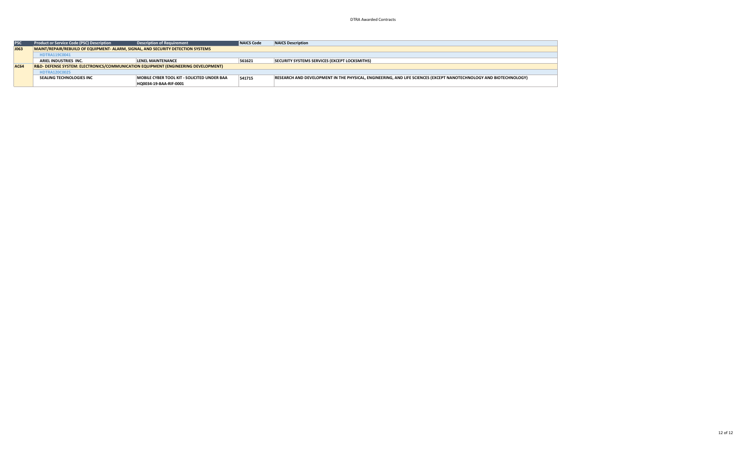| PSC | Product or Service Code (PSC) Description | Description of Requirement | NAICS Code | NAICS Description |
|---|---|---|---|---|
| J063 | MAINT/REPAIR/REBUILD OF EQUIPMENT- ALARM, SIGNAL, AND SECURITY DETECTION SYSTEMS | | | |
| | HDTRA119C0041 | | | |
| | ARIEL INDUSTRIES INC. | LENEL MAINTENANCE | 561621 | SECURITY SYSTEMS SERVICES (EXCEPT LOCKSMITHS) |
| AC64 | R&D- DEFENSE SYSTEM: ELECTRONICS/COMMUNICATION EQUIPMENT (ENGINEERING DEVELOPMENT) | | | |
| | HDTRA120C0025 | | | |
| | SEALING TECHNOLOGIES INC | MOBILE CYBER TOOL KIT - SOLICITED UNDER BAA HQ0034-19-BAA-RIF-0001 | 541715 | RESEARCH AND DEVELOPMENT IN THE PHYSICAL, ENGINEERING, AND LIFE SCIENCES (EXCEPT NANOTECHNOLOGY AND BIOTECHNOLOGY) |